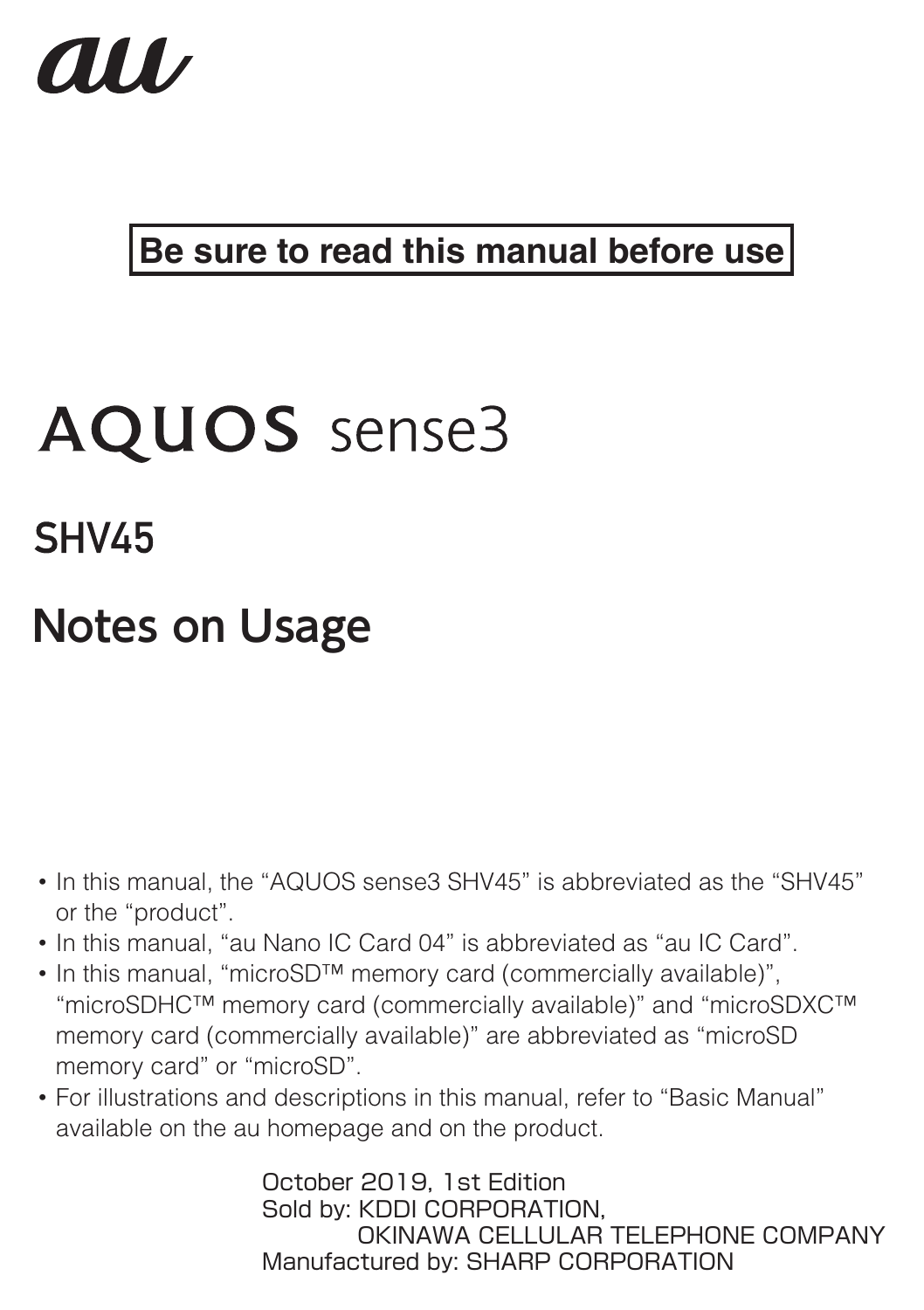au

**Be sure to read this manual before use**

# AQUOS sense3

## SHV45

## Notes on Usage

- In this manual, the "AQUOS sense3 SHV45" is abbreviated as the "SHV45" or the "product".
- In this manual, "au Nano IC Card 04" is abbreviated as "au IC Card".
- In this manual, "microSD™ memory card (commercially available)", "microSDHC™ memory card (commercially available)" and "microSDXC™ memory card (commercially available)" are abbreviated as "microSD memory card" or "microSD".
- For illustrations and descriptions in this manual, refer to "Basic Manual" available on the au homepage and on the product.

October 2019, 1st Edition
Sold by: KDDI CORPORATION,
OKINAWA CELLULAR TELEPHONE COMPANY
Manufactured by: SHARP CORPORATION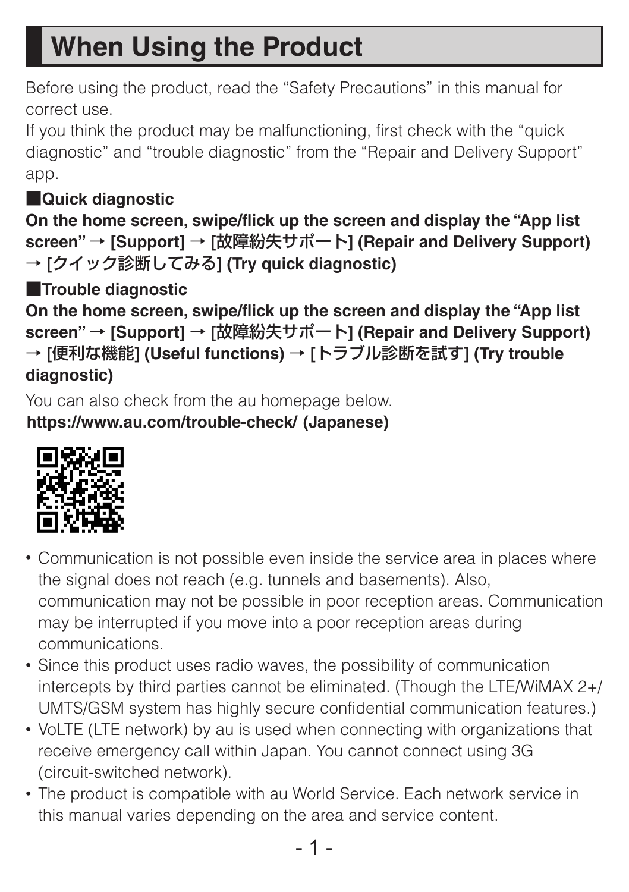# When Using the Product

Before using the product, read the "Safety Precautions" in this manual for correct use.
If you think the product may be malfunctioning, first check with the "quick diagnostic" and "trouble diagnostic" from the "Repair and Delivery Support" app.

■**Quick diagnostic**

**On the home screen, swipe/flick up the screen and display the "App list screen" → [Support] → [故障紛失サポート] (Repair and Delivery Support) → [クイック診断してみる] (Try quick diagnostic)**

■**Trouble diagnostic**

**On the home screen, swipe/flick up the screen and display the "App list screen" → [Support] → [故障紛失サポート] (Repair and Delivery Support) → [便利な機能] (Useful functions) → [トラブル診断を試す] (Try trouble diagnostic)**

You can also check from the au homepage below.
**https://www.au.com/trouble-check/ (Japanese)**

- Communication is not possible even inside the service area in places where the signal does not reach (e.g. tunnels and basements). Also, communication may not be possible in poor reception areas. Communication may be interrupted if you move into a poor reception areas during communications.
- Since this product uses radio waves, the possibility of communication intercepts by third parties cannot be eliminated. (Though the LTE/WiMAX 2+/UMTS/GSM system has highly secure confidential communication features.)
- VoLTE (LTE network) by au is used when connecting with organizations that receive emergency call within Japan. You cannot connect using 3G (circuit-switched network).
- The product is compatible with au World Service. Each network service in this manual varies depending on the area and service content.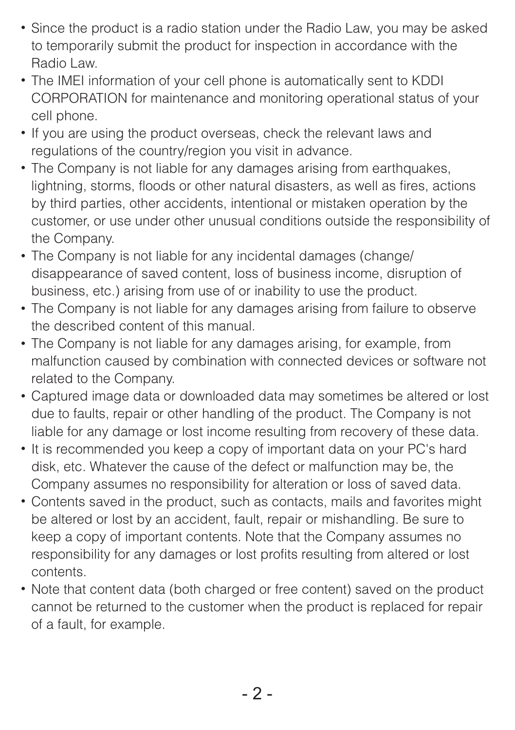- Since the product is a radio station under the Radio Law, you may be asked to temporarily submit the product for inspection in accordance with the Radio Law.
- The IMEI information of your cell phone is automatically sent to KDDI CORPORATION for maintenance and monitoring operational status of your cell phone.
- If you are using the product overseas, check the relevant laws and regulations of the country/region you visit in advance.
- The Company is not liable for any damages arising from earthquakes, lightning, storms, floods or other natural disasters, as well as fires, actions by third parties, other accidents, intentional or mistaken operation by the customer, or use under other unusual conditions outside the responsibility of the Company.
- The Company is not liable for any incidental damages (change/ disappearance of saved content, loss of business income, disruption of business, etc.) arising from use of or inability to use the product.
- The Company is not liable for any damages arising from failure to observe the described content of this manual.
- The Company is not liable for any damages arising, for example, from malfunction caused by combination with connected devices or software not related to the Company.
- Captured image data or downloaded data may sometimes be altered or lost due to faults, repair or other handling of the product. The Company is not liable for any damage or lost income resulting from recovery of these data.
- It is recommended you keep a copy of important data on your PC's hard disk, etc. Whatever the cause of the defect or malfunction may be, the Company assumes no responsibility for alteration or loss of saved data.
- Contents saved in the product, such as contacts, mails and favorites might be altered or lost by an accident, fault, repair or mishandling. Be sure to keep a copy of important contents. Note that the Company assumes no responsibility for any damages or lost profits resulting from altered or lost contents.
- Note that content data (both charged or free content) saved on the product cannot be returned to the customer when the product is replaced for repair of a fault, for example.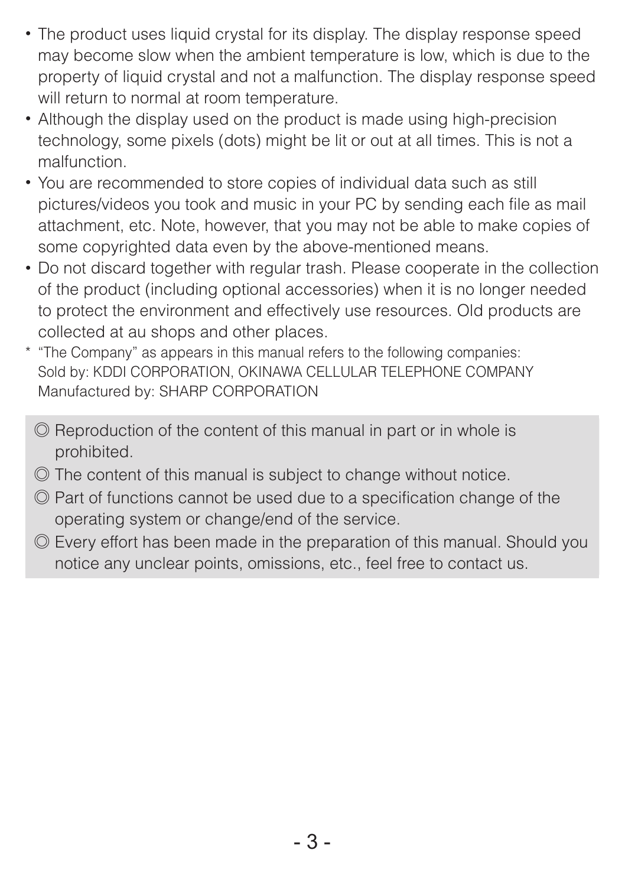- The product uses liquid crystal for its display. The display response speed may become slow when the ambient temperature is low, which is due to the property of liquid crystal and not a malfunction. The display response speed will return to normal at room temperature.
- Although the display used on the product is made using high-precision technology, some pixels (dots) might be lit or out at all times. This is not a malfunction.
- You are recommended to store copies of individual data such as still pictures/videos you took and music in your PC by sending each file as mail attachment, etc. Note, however, that you may not be able to make copies of some copyrighted data even by the above-mentioned means.
- Do not discard together with regular trash. Please cooperate in the collection of the product (including optional accessories) when it is no longer needed to protect the environment and effectively use resources. Old products are collected at au shops and other places.

\* "The Company" as appears in this manual refers to the following companies:
Sold by: KDDI CORPORATION, OKINAWA CELLULAR TELEPHONE COMPANY
Manufactured by: SHARP CORPORATION

◎ Reproduction of the content of this manual in part or in whole is prohibited.

◎ The content of this manual is subject to change without notice.

◎ Part of functions cannot be used due to a specification change of the operating system or change/end of the service.

◎ Every effort has been made in the preparation of this manual. Should you notice any unclear points, omissions, etc., feel free to contact us.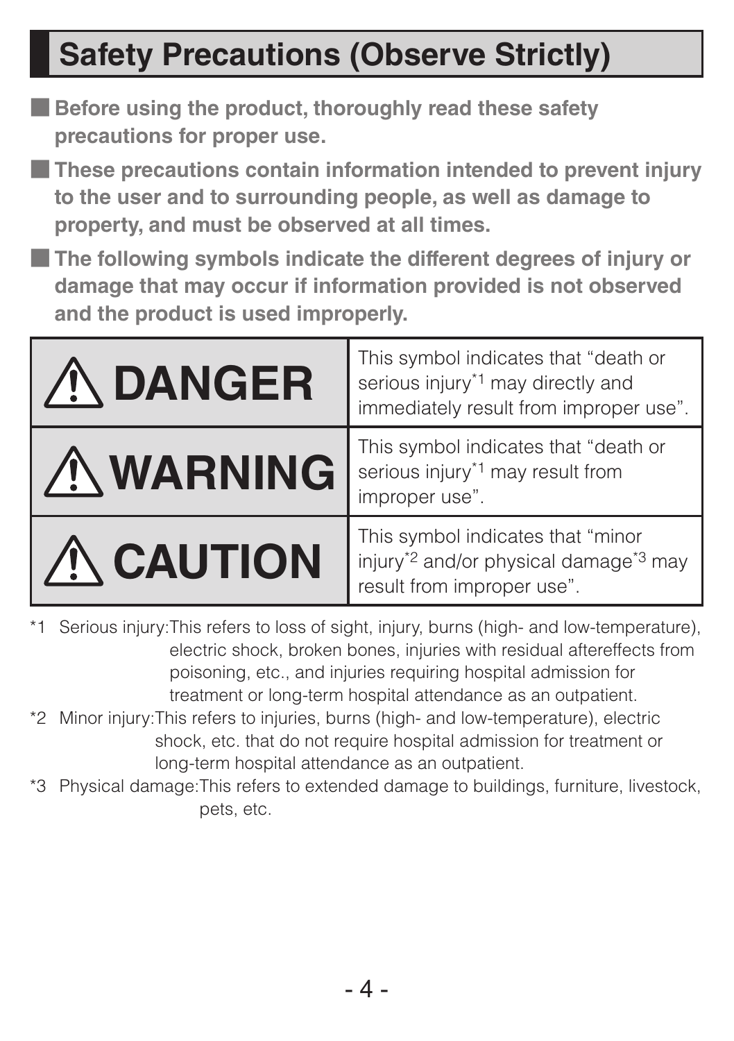## Safety Precautions (Observe Strictly)

- **Before using the product, thoroughly read these safety precautions for proper use.**
- **These precautions contain information intended to prevent injury to the user and to surrounding people, as well as damage to property, and must be observed at all times.**
- **The following symbols indicate the different degrees of injury or damage that may occur if information provided is not observed and the product is used improperly.**

| | |
|---|---|
| ⚠ **DANGER** | This symbol indicates that "death or serious injury*1 may directly and immediately result from improper use". |
| ⚠ **WARNING** | This symbol indicates that "death or serious injury*1 may result from improper use". |
| ⚠ **CAUTION** | This symbol indicates that "minor injury*2 and/or physical damage*3 may result from improper use". |

*1 Serious injury: This refers to loss of sight, injury, burns (high- and low-temperature), electric shock, broken bones, injuries with residual aftereffects from poisoning, etc., and injuries requiring hospital admission for treatment or long-term hospital attendance as an outpatient.

*2 Minor injury: This refers to injuries, burns (high- and low-temperature), electric shock, etc. that do not require hospital admission for treatment or long-term hospital attendance as an outpatient.

*3 Physical damage: This refers to extended damage to buildings, furniture, livestock, pets, etc.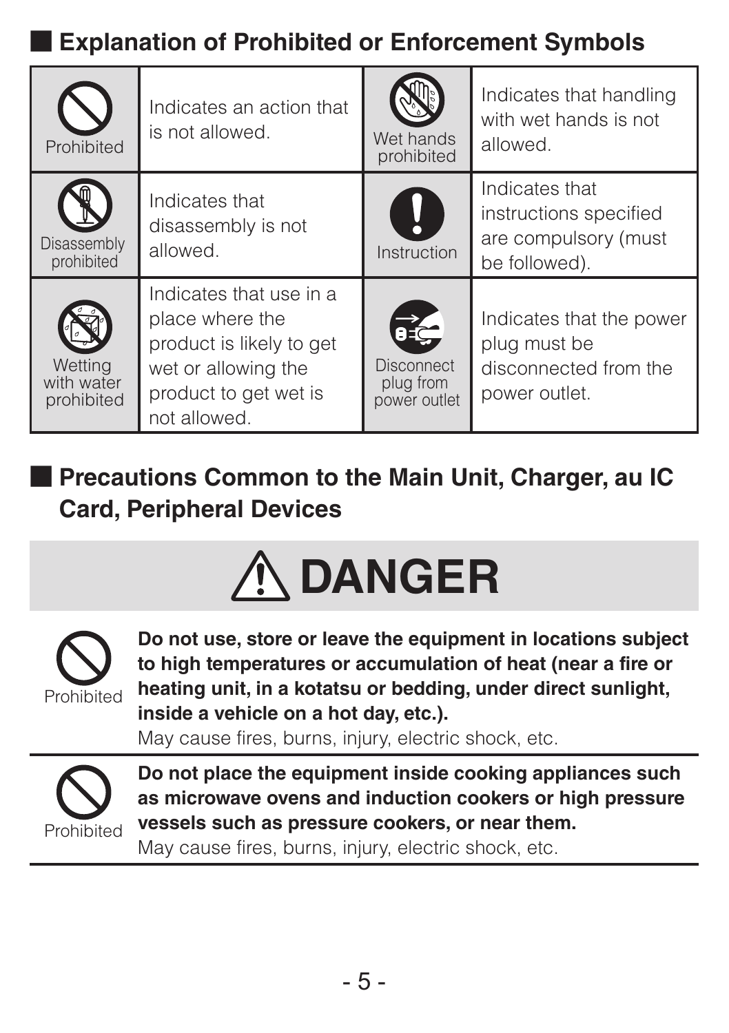## Explanation of Prohibited or Enforcement Symbols

| Symbol | Meaning | Symbol | Meaning |
|---|---|---|---|
| Prohibited | Indicates an action that is not allowed. | Wet hands prohibited | Indicates that handling with wet hands is not allowed. |
| Disassembly prohibited | Indicates that disassembly is not allowed. | Instruction | Indicates that instructions specified are compulsory (must be followed). |
| Wetting with water prohibited | Indicates that use in a place where the product is likely to get wet or allowing the product to get wet is not allowed. | Disconnect plug from power outlet | Indicates that the power plug must be disconnected from the power outlet. |

## Precautions Common to the Main Unit, Charger, au IC Card, Peripheral Devices

# ⚠ DANGER

Prohibited

**Do not use, store or leave the equipment in locations subject to high temperatures or accumulation of heat (near a fire or heating unit, in a kotatsu or bedding, under direct sunlight, inside a vehicle on a hot day, etc.).**
May cause fires, burns, injury, electric shock, etc.

Prohibited

**Do not place the equipment inside cooking appliances such as microwave ovens and induction cookers or high pressure vessels such as pressure cookers, or near them.**
May cause fires, burns, injury, electric shock, etc.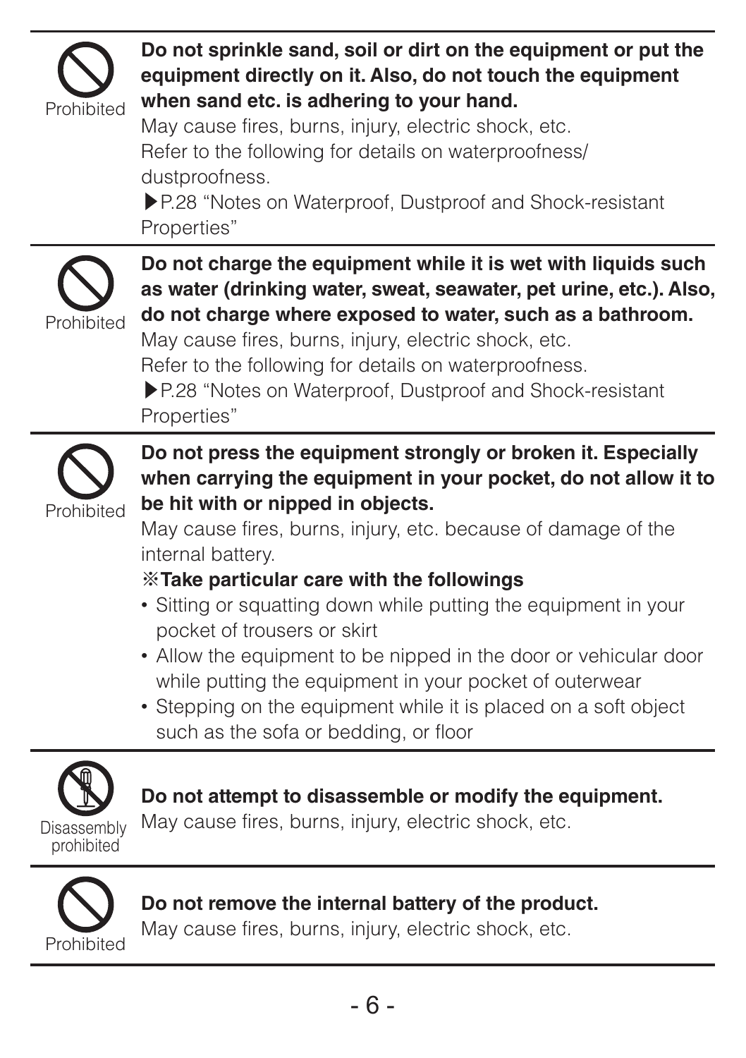Prohibited

**Do not sprinkle sand, soil or dirt on the equipment or put the equipment directly on it. Also, do not touch the equipment when sand etc. is adhering to your hand.**
May cause fires, burns, injury, electric shock, etc.
Refer to the following for details on waterproofness/dustproofness.
▶P.28 “Notes on Waterproof, Dustproof and Shock-resistant Properties”

---

Prohibited

**Do not charge the equipment while it is wet with liquids such as water (drinking water, sweat, seawater, pet urine, etc.). Also, do not charge where exposed to water, such as a bathroom.**
May cause fires, burns, injury, electric shock, etc.
Refer to the following for details on waterproofness.
▶P.28 “Notes on Waterproof, Dustproof and Shock-resistant Properties”

---

Prohibited

**Do not press the equipment strongly or broken it. Especially when carrying the equipment in your pocket, do not allow it to be hit with or nipped in objects.**
May cause fires, burns, injury, etc. because of damage of the internal battery.

**※Take particular care with the followings**

- Sitting or squatting down while putting the equipment in your pocket of trousers or skirt
- Allow the equipment to be nipped in the door or vehicular door while putting the equipment in your pocket of outerwear
- Stepping on the equipment while it is placed on a soft object such as the sofa or bedding, or floor

---

Disassembly prohibited

**Do not attempt to disassemble or modify the equipment.**
May cause fires, burns, injury, electric shock, etc.

---

Prohibited

**Do not remove the internal battery of the product.**
May cause fires, burns, injury, electric shock, etc.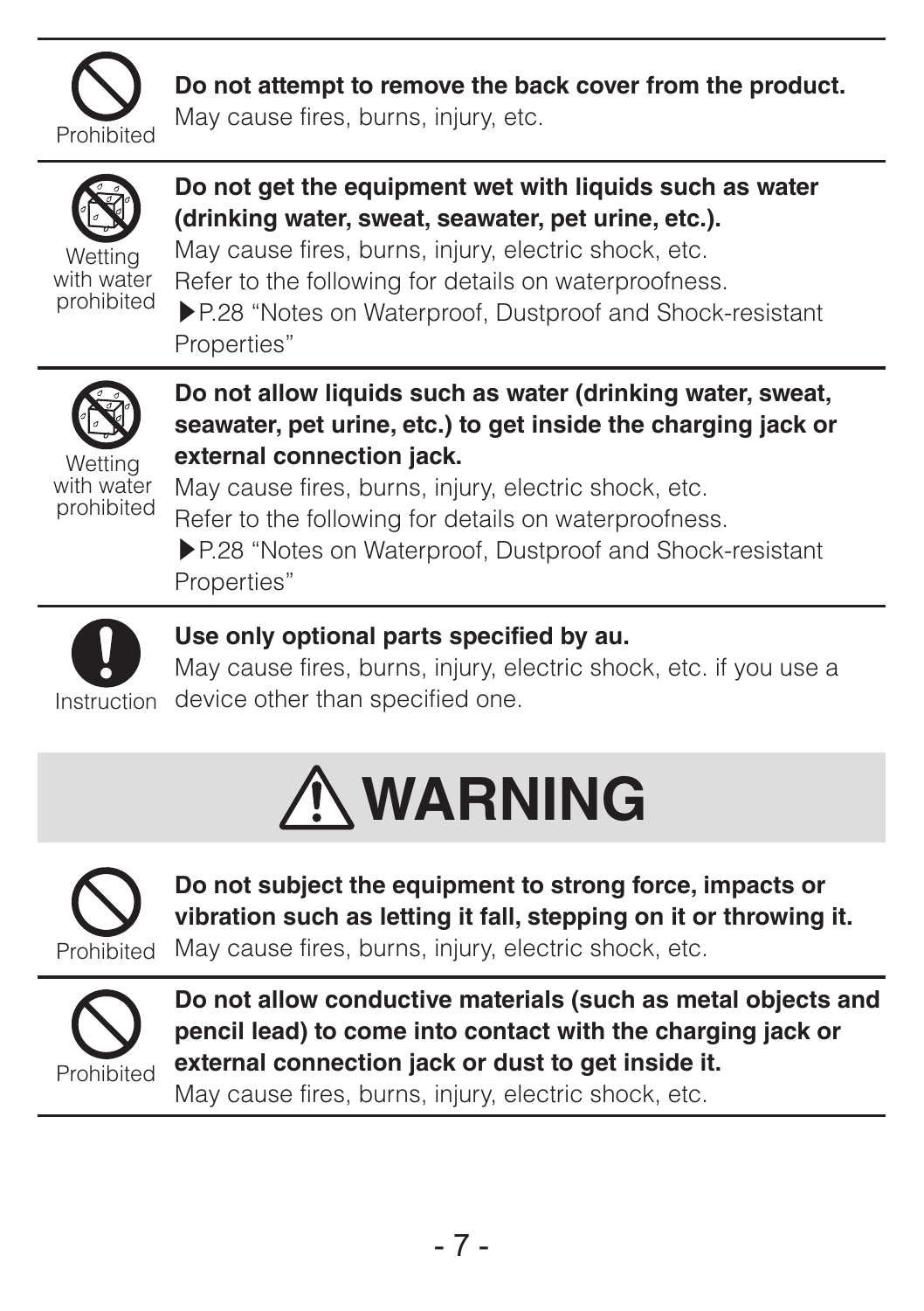Prohibited

**Do not attempt to remove the back cover from the product.**
May cause fires, burns, injury, etc.

---

Wetting with water prohibited

**Do not get the equipment wet with liquids such as water (drinking water, sweat, seawater, pet urine, etc.).**
May cause fires, burns, injury, electric shock, etc.
Refer to the following for details on waterproofness.
▶P.28 "Notes on Waterproof, Dustproof and Shock-resistant Properties"

---

Wetting with water prohibited

**Do not allow liquids such as water (drinking water, sweat, seawater, pet urine, etc.) to get inside the charging jack or external connection jack.**
May cause fires, burns, injury, electric shock, etc.
Refer to the following for details on waterproofness.
▶P.28 "Notes on Waterproof, Dustproof and Shock-resistant Properties"

---

Instruction

**Use only optional parts specified by au.**
May cause fires, burns, injury, electric shock, etc. if you use a device other than specified one.

# ⚠WARNING

Prohibited

**Do not subject the equipment to strong force, impacts or vibration such as letting it fall, stepping on it or throwing it.**
May cause fires, burns, injury, electric shock, etc.

---

Prohibited

**Do not allow conductive materials (such as metal objects and pencil lead) to come into contact with the charging jack or external connection jack or dust to get inside it.**
May cause fires, burns, injury, electric shock, etc.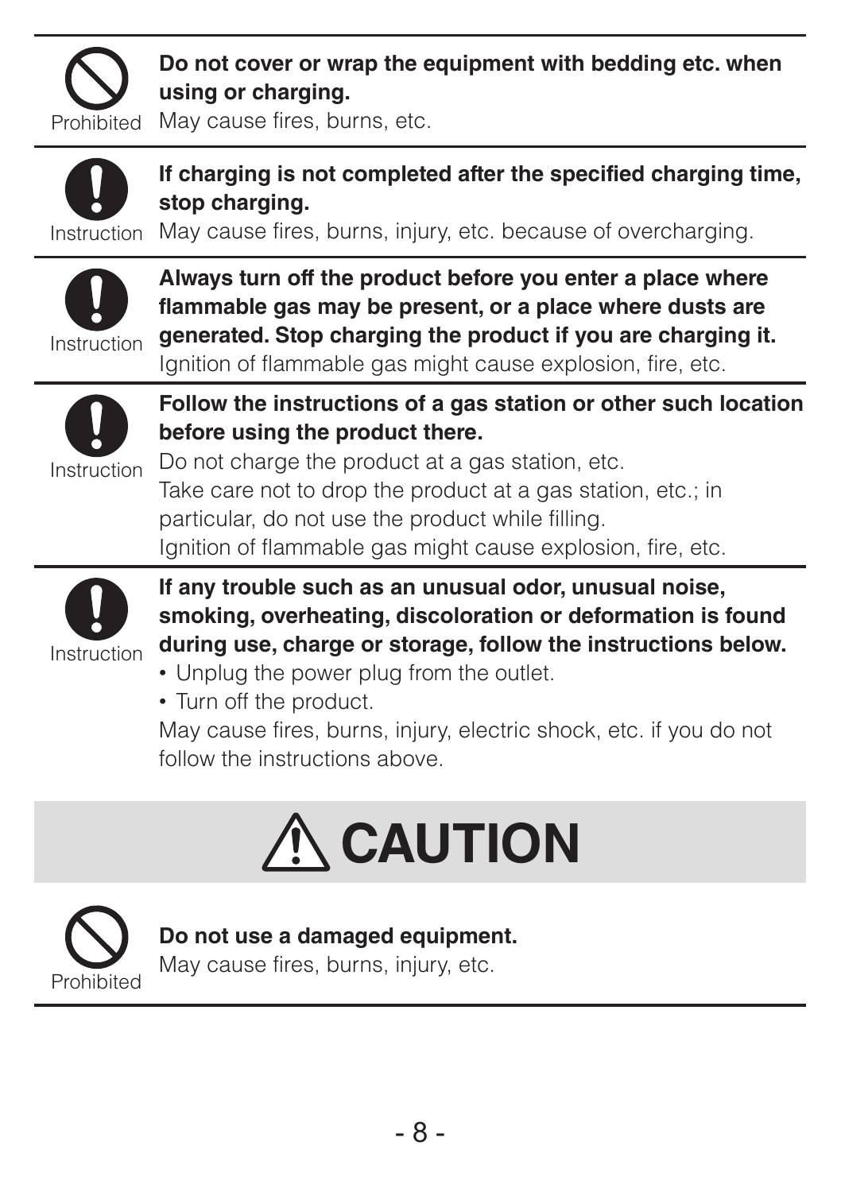Prohibited

**Do not cover or wrap the equipment with bedding etc. when using or charging.**
May cause fires, burns, etc.

---

Instruction

**If charging is not completed after the specified charging time, stop charging.**
May cause fires, burns, injury, etc. because of overcharging.

---

Instruction

**Always turn off the product before you enter a place where flammable gas may be present, or a place where dusts are generated. Stop charging the product if you are charging it.**
Ignition of flammable gas might cause explosion, fire, etc.

---

Instruction

**Follow the instructions of a gas station or other such location before using the product there.**
Do not charge the product at a gas station, etc.
Take care not to drop the product at a gas station, etc.; in particular, do not use the product while filling.
Ignition of flammable gas might cause explosion, fire, etc.

---

Instruction

**If any trouble such as an unusual odor, unusual noise, smoking, overheating, discoloration or deformation is found during use, charge or storage, follow the instructions below.**

- Unplug the power plug from the outlet.
- Turn off the product.

May cause fires, burns, injury, electric shock, etc. if you do not follow the instructions above.

# ⚠ CAUTION

Prohibited

**Do not use a damaged equipment.**
May cause fires, burns, injury, etc.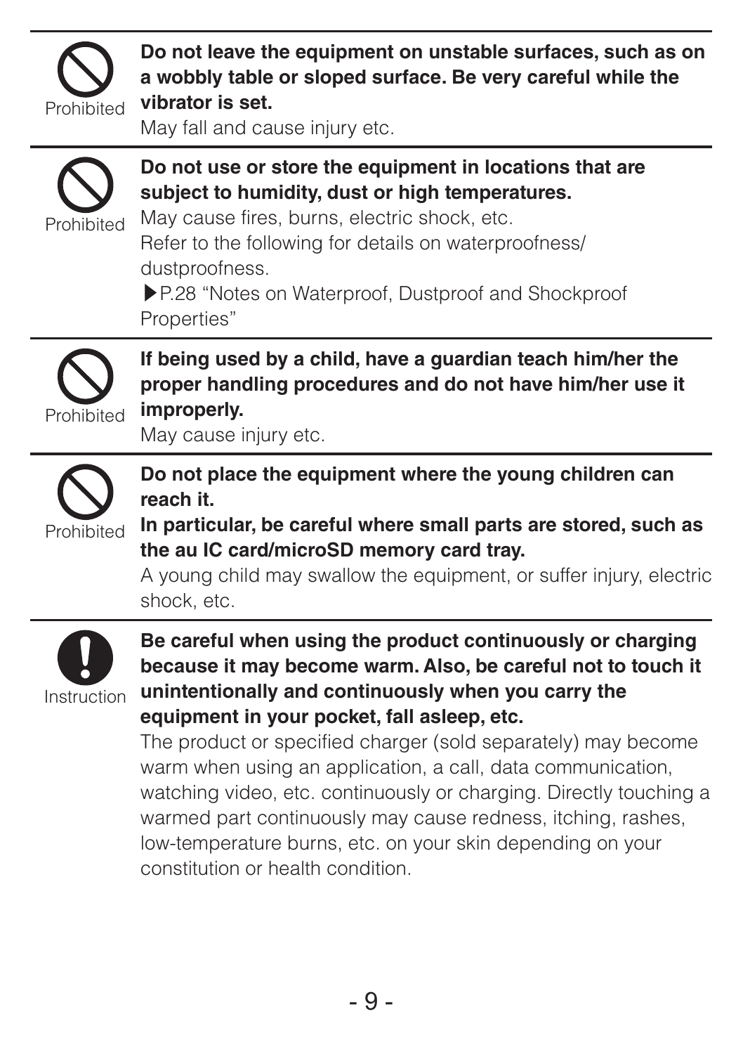Prohibited

**Do not leave the equipment on unstable surfaces, such as on a wobbly table or sloped surface. Be very careful while the vibrator is set.**

May fall and cause injury etc.

---

Prohibited

**Do not use or store the equipment in locations that are subject to humidity, dust or high temperatures.**

May cause fires, burns, electric shock, etc.

Refer to the following for details on waterproofness/dustproofness.

▶P.28 "Notes on Waterproof, Dustproof and Shockproof Properties"

---

Prohibited

**If being used by a child, have a guardian teach him/her the proper handling procedures and do not have him/her use it improperly.**

May cause injury etc.

---

Prohibited

**Do not place the equipment where the young children can reach it.**

**In particular, be careful where small parts are stored, such as the au IC card/microSD memory card tray.**

A young child may swallow the equipment, or suffer injury, electric shock, etc.

---

Instruction

**Be careful when using the product continuously or charging because it may become warm. Also, be careful not to touch it unintentionally and continuously when you carry the equipment in your pocket, fall asleep, etc.**

The product or specified charger (sold separately) may become warm when using an application, a call, data communication, watching video, etc. continuously or charging. Directly touching a warmed part continuously may cause redness, itching, rashes, low-temperature burns, etc. on your skin depending on your constitution or health condition.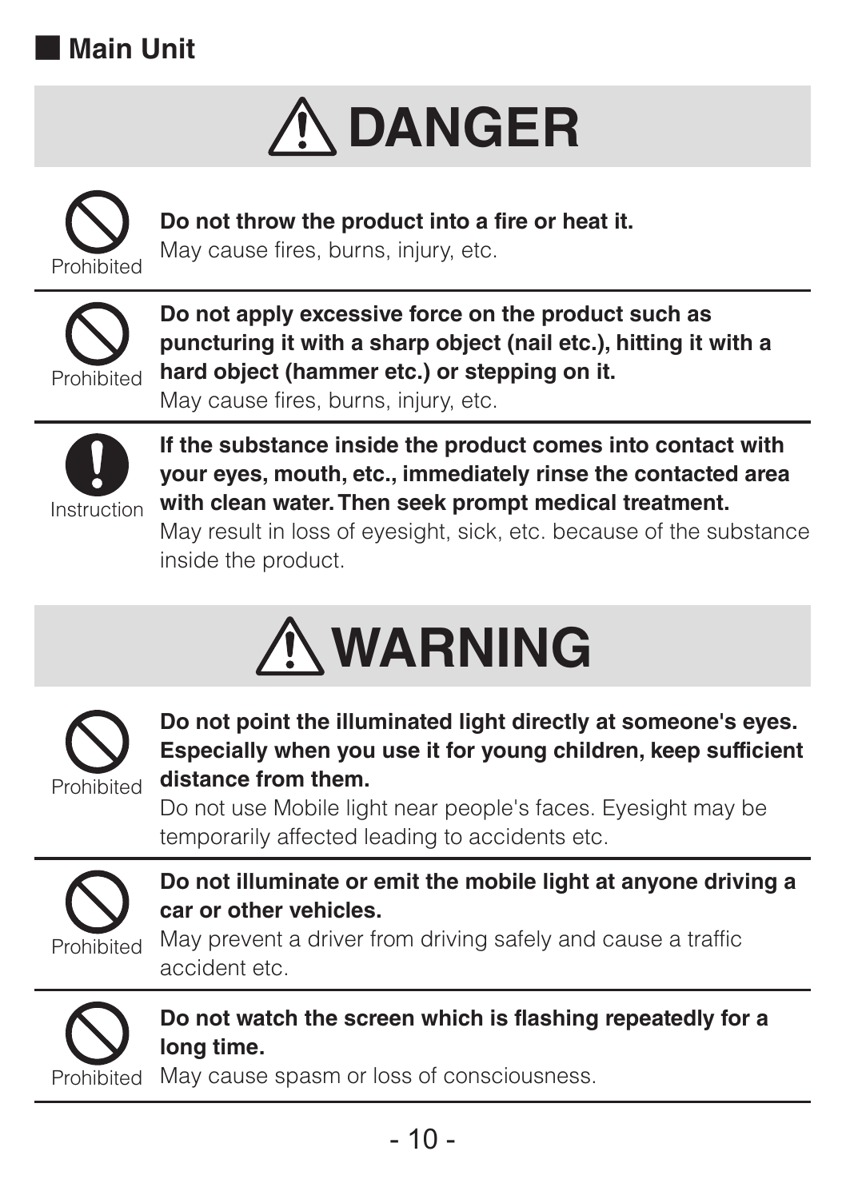## Main Unit

# ⚠ DANGER

Prohibited

**Do not throw the product into a fire or heat it.**
May cause fires, burns, injury, etc.

---

Prohibited

**Do not apply excessive force on the product such as puncturing it with a sharp object (nail etc.), hitting it with a hard object (hammer etc.) or stepping on it.**
May cause fires, burns, injury, etc.

---

Instruction

**If the substance inside the product comes into contact with your eyes, mouth, etc., immediately rinse the contacted area with clean water. Then seek prompt medical treatment.**
May result in loss of eyesight, sick, etc. because of the substance inside the product.

# ⚠ WARNING

Prohibited

**Do not point the illuminated light directly at someone's eyes. Especially when you use it for young children, keep sufficient distance from them.**
Do not use Mobile light near people's faces. Eyesight may be temporarily affected leading to accidents etc.

---

Prohibited

**Do not illuminate or emit the mobile light at anyone driving a car or other vehicles.**
May prevent a driver from driving safely and cause a traffic accident etc.

---

Prohibited

**Do not watch the screen which is flashing repeatedly for a long time.**
May cause spasm or loss of consciousness.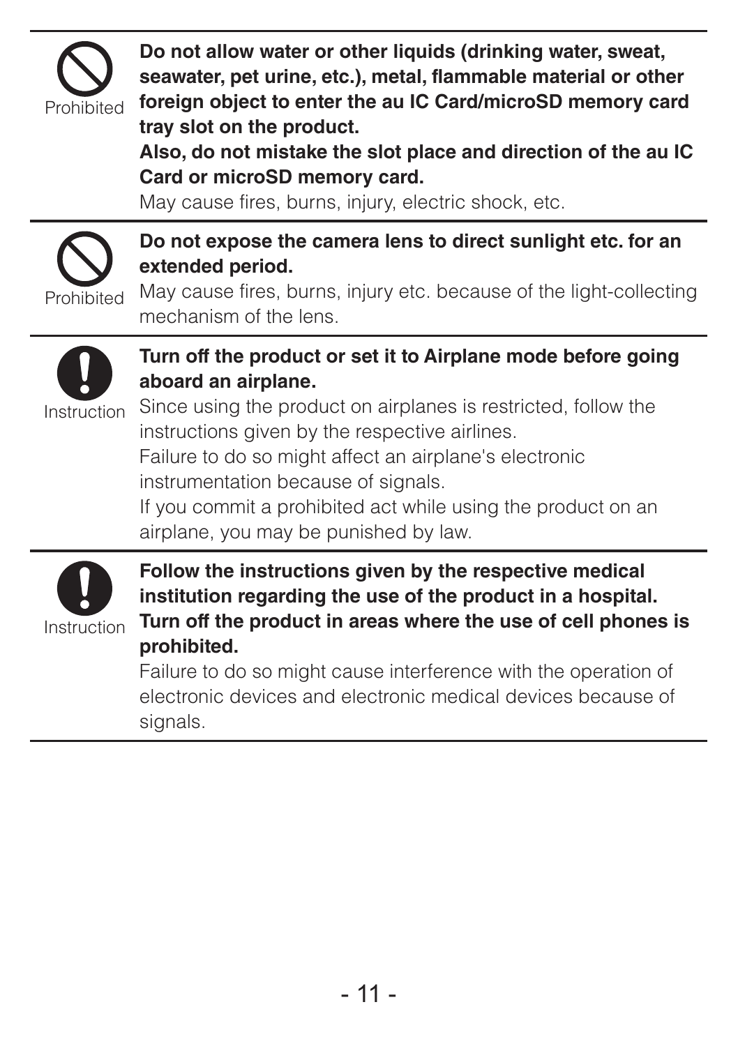Prohibited

**Do not allow water or other liquids (drinking water, sweat, seawater, pet urine, etc.), metal, flammable material or other foreign object to enter the au IC Card/microSD memory card tray slot on the product.**
**Also, do not mistake the slot place and direction of the au IC Card or microSD memory card.**
May cause fires, burns, injury, electric shock, etc.

---

Prohibited

**Do not expose the camera lens to direct sunlight etc. for an extended period.**
May cause fires, burns, injury etc. because of the light-collecting mechanism of the lens.

---

Instruction

**Turn off the product or set it to Airplane mode before going aboard an airplane.**
Since using the product on airplanes is restricted, follow the instructions given by the respective airlines.
Failure to do so might affect an airplane's electronic instrumentation because of signals.
If you commit a prohibited act while using the product on an airplane, you may be punished by law.

---

Instruction

**Follow the instructions given by the respective medical institution regarding the use of the product in a hospital.**
**Turn off the product in areas where the use of cell phones is prohibited.**
Failure to do so might cause interference with the operation of electronic devices and electronic medical devices because of signals.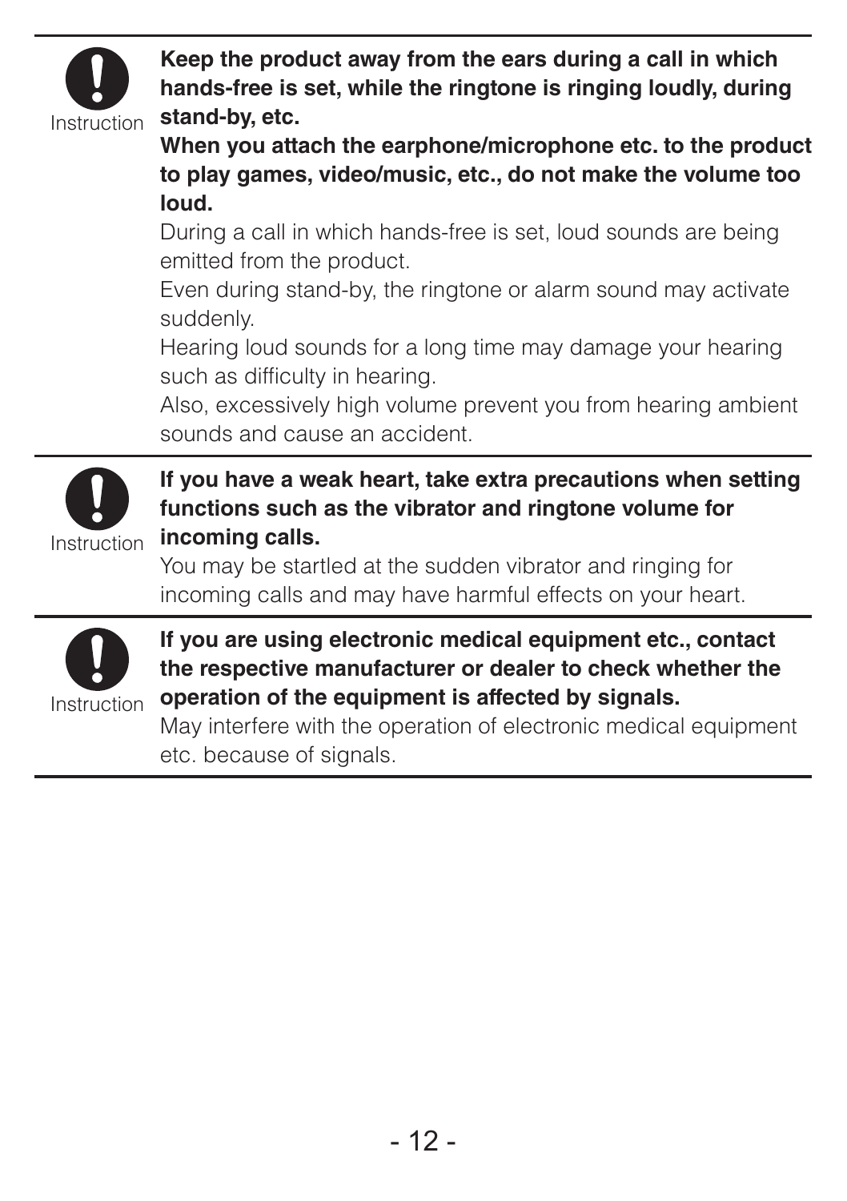Instruction

**Keep the product away from the ears during a call in which hands-free is set, while the ringtone is ringing loudly, during stand-by, etc.**

**When you attach the earphone/microphone etc. to the product to play games, video/music, etc., do not make the volume too loud.**

During a call in which hands-free is set, loud sounds are being emitted from the product.

Even during stand-by, the ringtone or alarm sound may activate suddenly.

Hearing loud sounds for a long time may damage your hearing such as difficulty in hearing.

Also, excessively high volume prevent you from hearing ambient sounds and cause an accident.

---

Instruction

**If you have a weak heart, take extra precautions when setting functions such as the vibrator and ringtone volume for incoming calls.**

You may be startled at the sudden vibrator and ringing for incoming calls and may have harmful effects on your heart.

---

Instruction

**If you are using electronic medical equipment etc., contact the respective manufacturer or dealer to check whether the operation of the equipment is affected by signals.**

May interfere with the operation of electronic medical equipment etc. because of signals.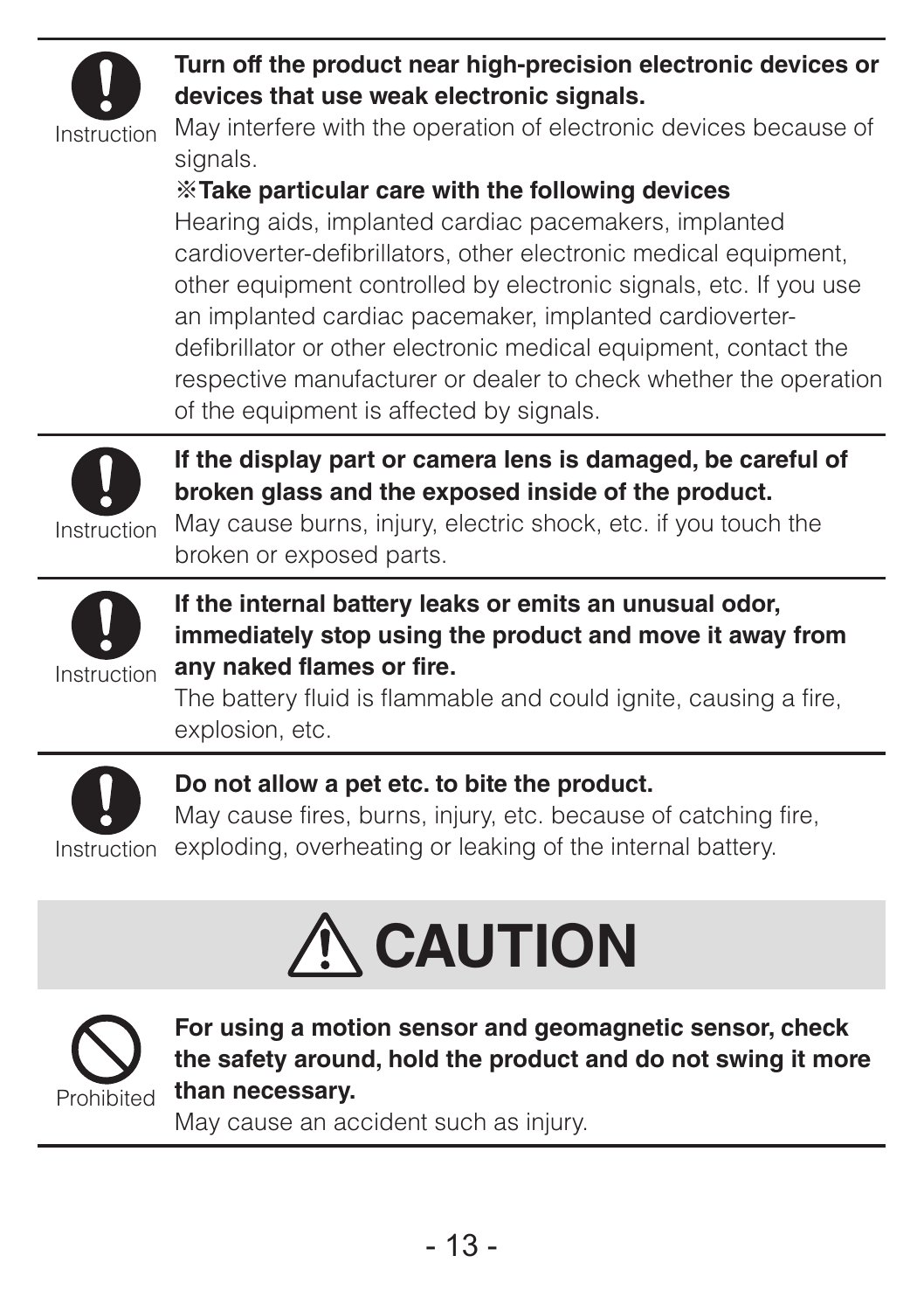Instruction

**Turn off the product near high-precision electronic devices or devices that use weak electronic signals.**

May interfere with the operation of electronic devices because of signals.

**※Take particular care with the following devices**

Hearing aids, implanted cardiac pacemakers, implanted cardioverter-defibrillators, other electronic medical equipment, other equipment controlled by electronic signals, etc. If you use an implanted cardiac pacemaker, implanted cardioverter-defibrillator or other electronic medical equipment, contact the respective manufacturer or dealer to check whether the operation of the equipment is affected by signals.

---

Instruction

**If the display part or camera lens is damaged, be careful of broken glass and the exposed inside of the product.**

May cause burns, injury, electric shock, etc. if you touch the broken or exposed parts.

---

Instruction

**If the internal battery leaks or emits an unusual odor, immediately stop using the product and move it away from any naked flames or fire.**

The battery fluid is flammable and could ignite, causing a fire, explosion, etc.

---

Instruction

**Do not allow a pet etc. to bite the product.**

May cause fires, burns, injury, etc. because of catching fire, exploding, overheating or leaking of the internal battery.

# ⚠ CAUTION

Prohibited

**For using a motion sensor and geomagnetic sensor, check the safety around, hold the product and do not swing it more than necessary.**

May cause an accident such as injury.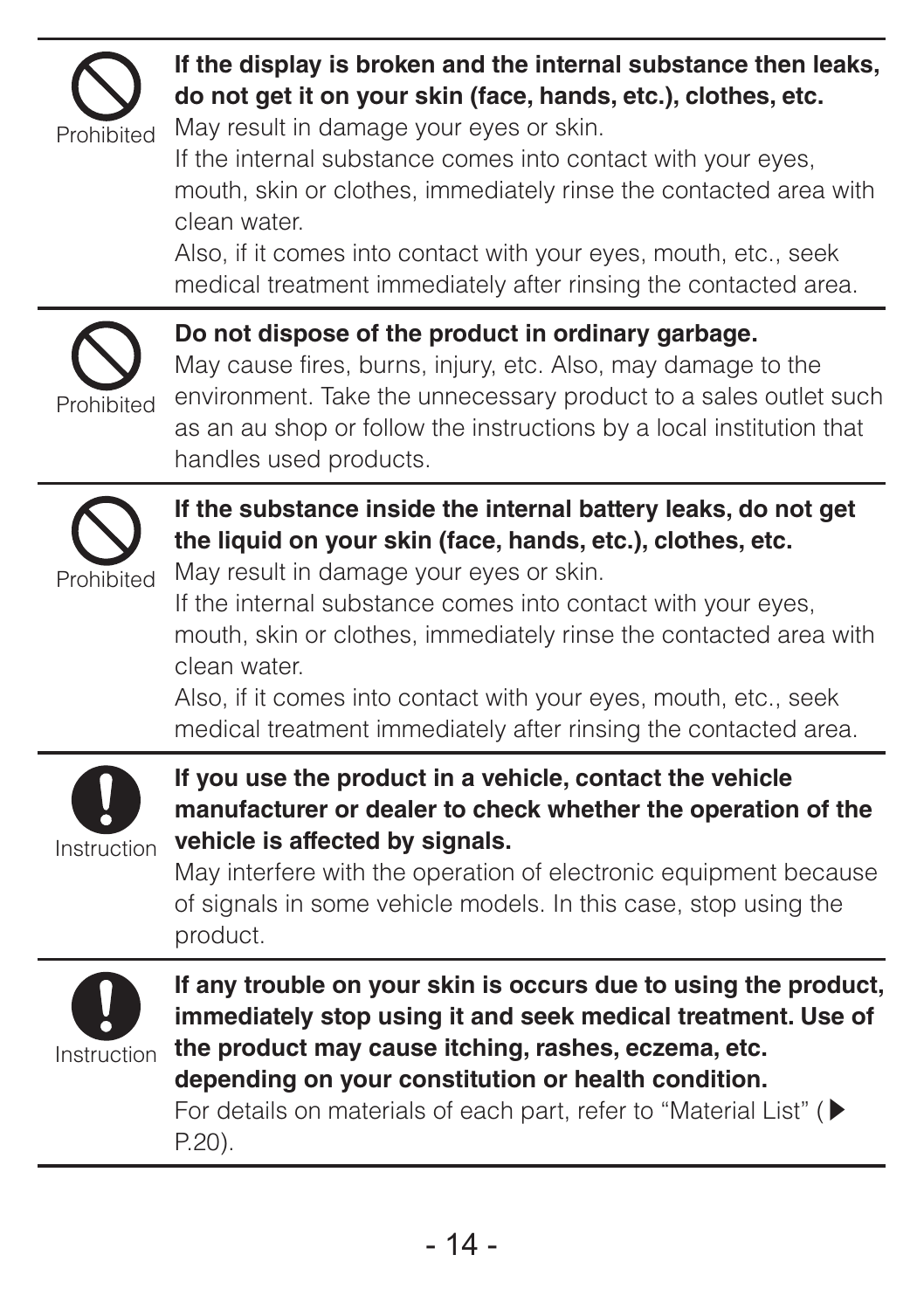Prohibited

**If the display is broken and the internal substance then leaks, do not get it on your skin (face, hands, etc.), clothes, etc.**

May result in damage your eyes or skin.

If the internal substance comes into contact with your eyes, mouth, skin or clothes, immediately rinse the contacted area with clean water.

Also, if it comes into contact with your eyes, mouth, etc., seek medical treatment immediately after rinsing the contacted area.

---

Prohibited

**Do not dispose of the product in ordinary garbage.**

May cause fires, burns, injury, etc. Also, may damage to the environment. Take the unnecessary product to a sales outlet such as an au shop or follow the instructions by a local institution that handles used products.

---

Prohibited

**If the substance inside the internal battery leaks, do not get the liquid on your skin (face, hands, etc.), clothes, etc.**

May result in damage your eyes or skin.

If the internal substance comes into contact with your eyes, mouth, skin or clothes, immediately rinse the contacted area with clean water.

Also, if it comes into contact with your eyes, mouth, etc., seek medical treatment immediately after rinsing the contacted area.

---

Instruction

**If you use the product in a vehicle, contact the vehicle manufacturer or dealer to check whether the operation of the vehicle is affected by signals.**

May interfere with the operation of electronic equipment because of signals in some vehicle models. In this case, stop using the product.

---

Instruction

**If any trouble on your skin is occurs due to using the product, immediately stop using it and seek medical treatment. Use of the product may cause itching, rashes, eczema, etc. depending on your constitution or health condition.**

For details on materials of each part, refer to "Material List" (▶ P.20).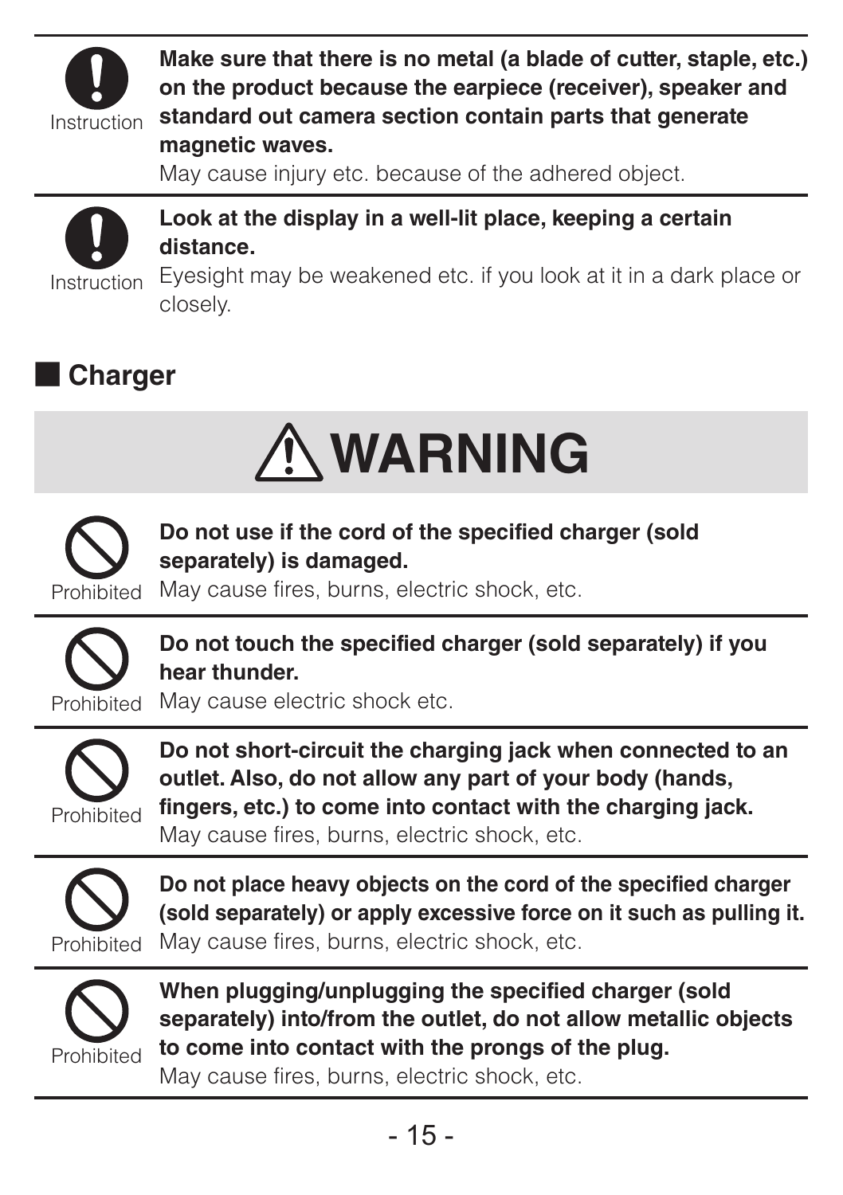Instruction

**Make sure that there is no metal (a blade of cutter, staple, etc.) on the product because the earpiece (receiver), speaker and standard out camera section contain parts that generate magnetic waves.**

May cause injury etc. because of the adhered object.

Instruction

**Look at the display in a well-lit place, keeping a certain distance.**

Eyesight may be weakened etc. if you look at it in a dark place or closely.

## Charger

### ⚠WARNING

Prohibited

**Do not use if the cord of the specified charger (sold separately) is damaged.**

May cause fires, burns, electric shock, etc.

Prohibited

**Do not touch the specified charger (sold separately) if you hear thunder.**

May cause electric shock etc.

Prohibited

**Do not short-circuit the charging jack when connected to an outlet. Also, do not allow any part of your body (hands, fingers, etc.) to come into contact with the charging jack.**

May cause fires, burns, electric shock, etc.

Prohibited

**Do not place heavy objects on the cord of the specified charger (sold separately) or apply excessive force on it such as pulling it.**

May cause fires, burns, electric shock, etc.

Prohibited

**When plugging/unplugging the specified charger (sold separately) into/from the outlet, do not allow metallic objects to come into contact with the prongs of the plug.**

May cause fires, burns, electric shock, etc.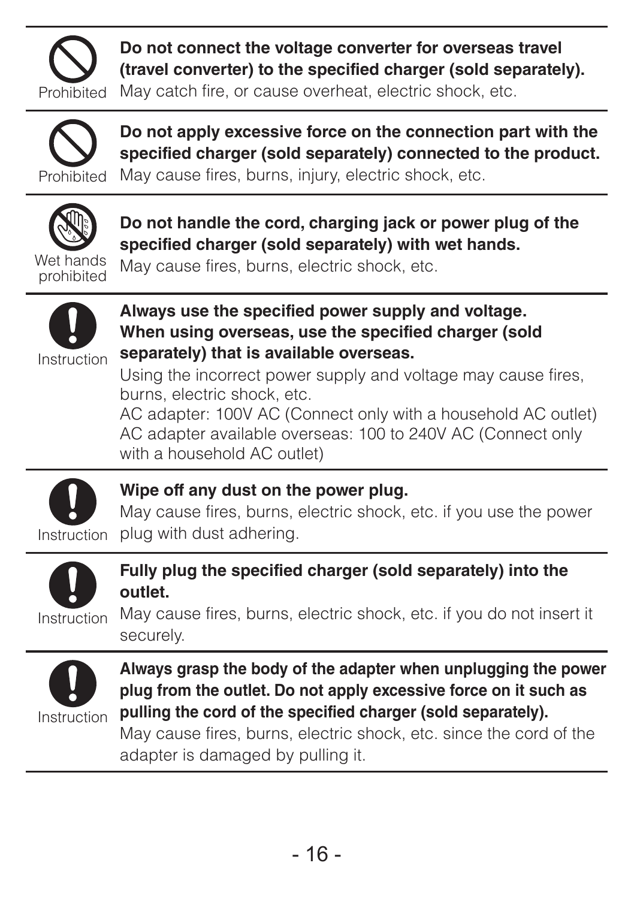Prohibited

**Do not connect the voltage converter for overseas travel (travel converter) to the specified charger (sold separately).**
May catch fire, or cause overheat, electric shock, etc.

---

Prohibited

**Do not apply excessive force on the connection part with the specified charger (sold separately) connected to the product.**
May cause fires, burns, injury, electric shock, etc.

---

Wet hands prohibited

**Do not handle the cord, charging jack or power plug of the specified charger (sold separately) with wet hands.**
May cause fires, burns, electric shock, etc.

---

Instruction

**Always use the specified power supply and voltage. When using overseas, use the specified charger (sold separately) that is available overseas.**
Using the incorrect power supply and voltage may cause fires, burns, electric shock, etc.
AC adapter: 100V AC (Connect only with a household AC outlet)
AC adapter available overseas: 100 to 240V AC (Connect only with a household AC outlet)

---

Instruction

**Wipe off any dust on the power plug.**
May cause fires, burns, electric shock, etc. if you use the power plug with dust adhering.

---

Instruction

**Fully plug the specified charger (sold separately) into the outlet.**
May cause fires, burns, electric shock, etc. if you do not insert it securely.

---

Instruction

**Always grasp the body of the adapter when unplugging the power plug from the outlet. Do not apply excessive force on it such as pulling the cord of the specified charger (sold separately).**
May cause fires, burns, electric shock, etc. since the cord of the adapter is damaged by pulling it.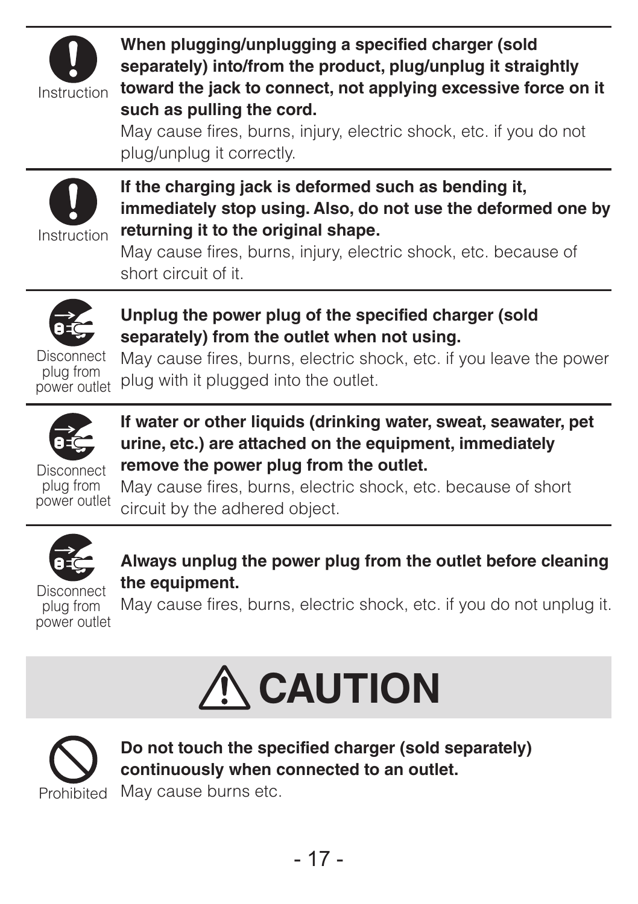Instruction

**When plugging/unplugging a specified charger (sold separately) into/from the product, plug/unplug it straightly toward the jack to connect, not applying excessive force on it such as pulling the cord.**

May cause fires, burns, injury, electric shock, etc. if you do not plug/unplug it correctly.

---

Instruction

**If the charging jack is deformed such as bending it, immediately stop using. Also, do not use the deformed one by returning it to the original shape.**

May cause fires, burns, injury, electric shock, etc. because of short circuit of it.

---

Disconnect plug from power outlet

**Unplug the power plug of the specified charger (sold separately) from the outlet when not using.**

May cause fires, burns, electric shock, etc. if you leave the power plug with it plugged into the outlet.

---

Disconnect plug from power outlet

**If water or other liquids (drinking water, sweat, seawater, pet urine, etc.) are attached on the equipment, immediately remove the power plug from the outlet.**

May cause fires, burns, electric shock, etc. because of short circuit by the adhered object.

---

Disconnect plug from power outlet

**Always unplug the power plug from the outlet before cleaning the equipment.**

May cause fires, burns, electric shock, etc. if you do not unplug it.

# ⚠ CAUTION

Prohibited

**Do not touch the specified charger (sold separately) continuously when connected to an outlet.**

May cause burns etc.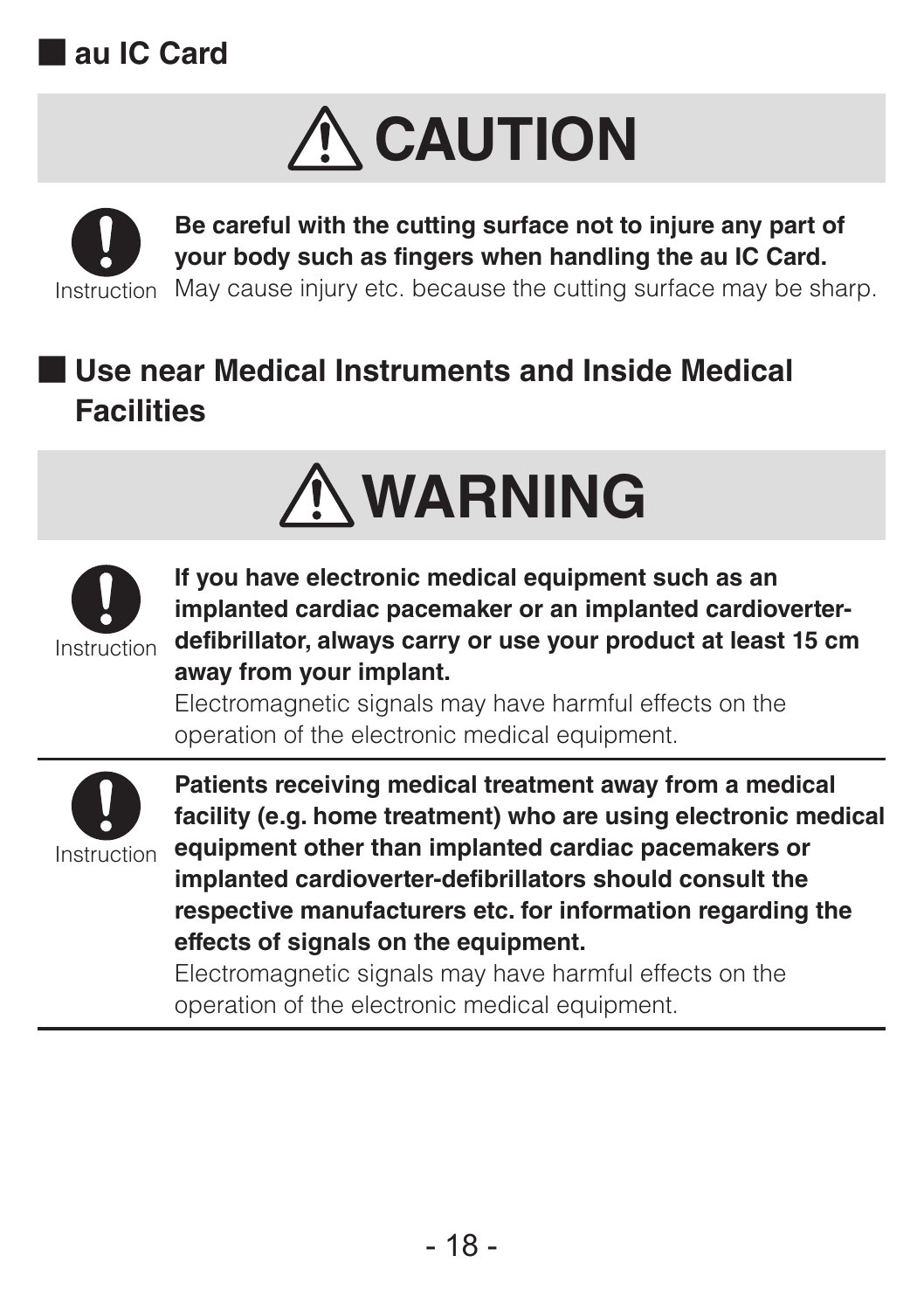## ■ au IC Card

# ⚠ CAUTION

Instruction

**Be careful with the cutting surface not to injure any part of your body such as fingers when handling the au IC Card.**
May cause injury etc. because the cutting surface may be sharp.

## ■ Use near Medical Instruments and Inside Medical Facilities

# ⚠ WARNING

Instruction

**If you have electronic medical equipment such as an implanted cardiac pacemaker or an implanted cardioverter-defibrillator, always carry or use your product at least 15 cm away from your implant.**
Electromagnetic signals may have harmful effects on the operation of the electronic medical equipment.

---

Instruction

**Patients receiving medical treatment away from a medical facility (e.g. home treatment) who are using electronic medical equipment other than implanted cardiac pacemakers or implanted cardioverter-defibrillators should consult the respective manufacturers etc. for information regarding the effects of signals on the equipment.**
Electromagnetic signals may have harmful effects on the operation of the electronic medical equipment.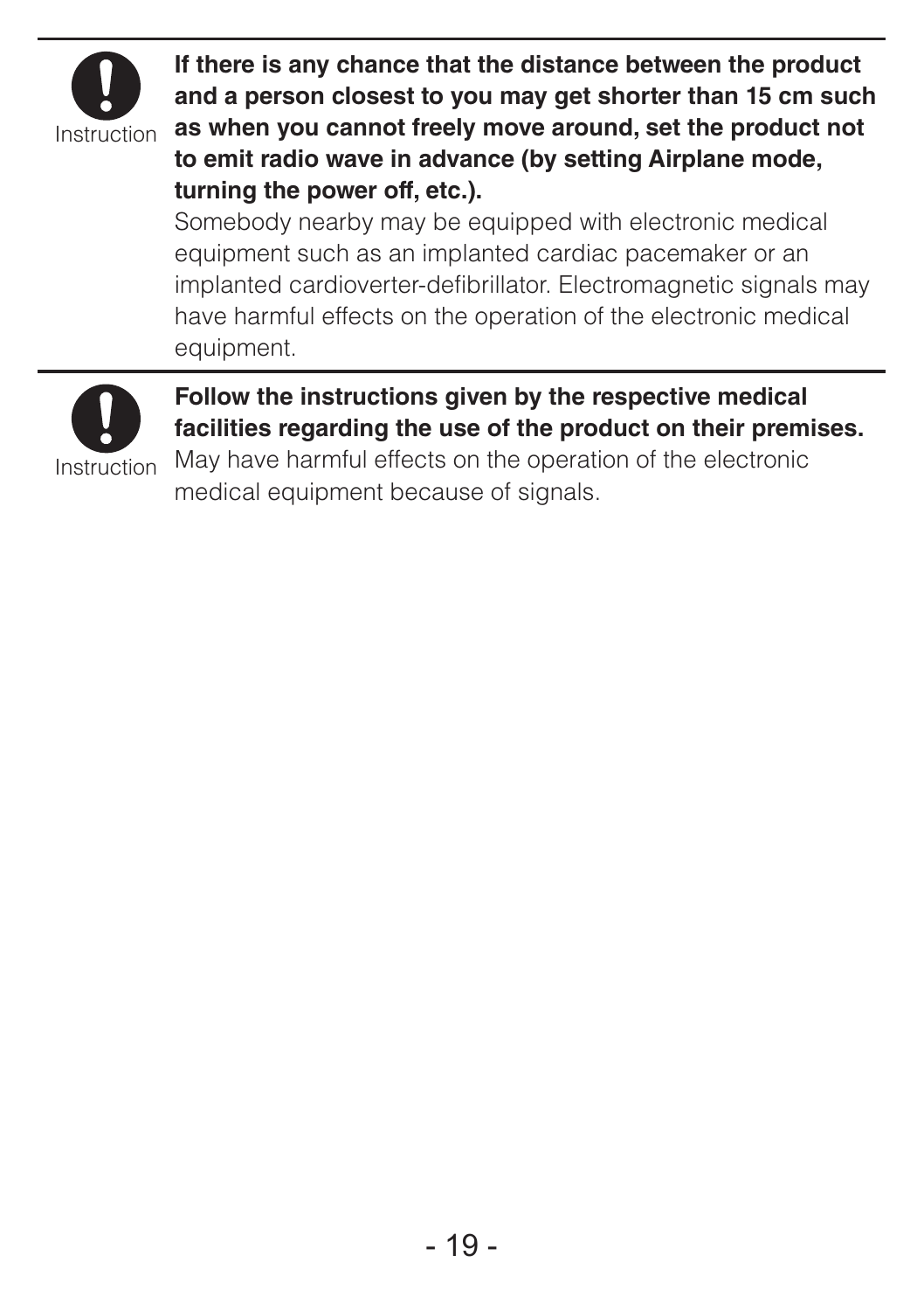Instruction

**If there is any chance that the distance between the product and a person closest to you may get shorter than 15 cm such as when you cannot freely move around, set the product not to emit radio wave in advance (by setting Airplane mode, turning the power off, etc.).**

Somebody nearby may be equipped with electronic medical equipment such as an implanted cardiac pacemaker or an implanted cardioverter-defibrillator. Electromagnetic signals may have harmful effects on the operation of the electronic medical equipment.

---

Instruction

**Follow the instructions given by the respective medical facilities regarding the use of the product on their premises.**

May have harmful effects on the operation of the electronic medical equipment because of signals.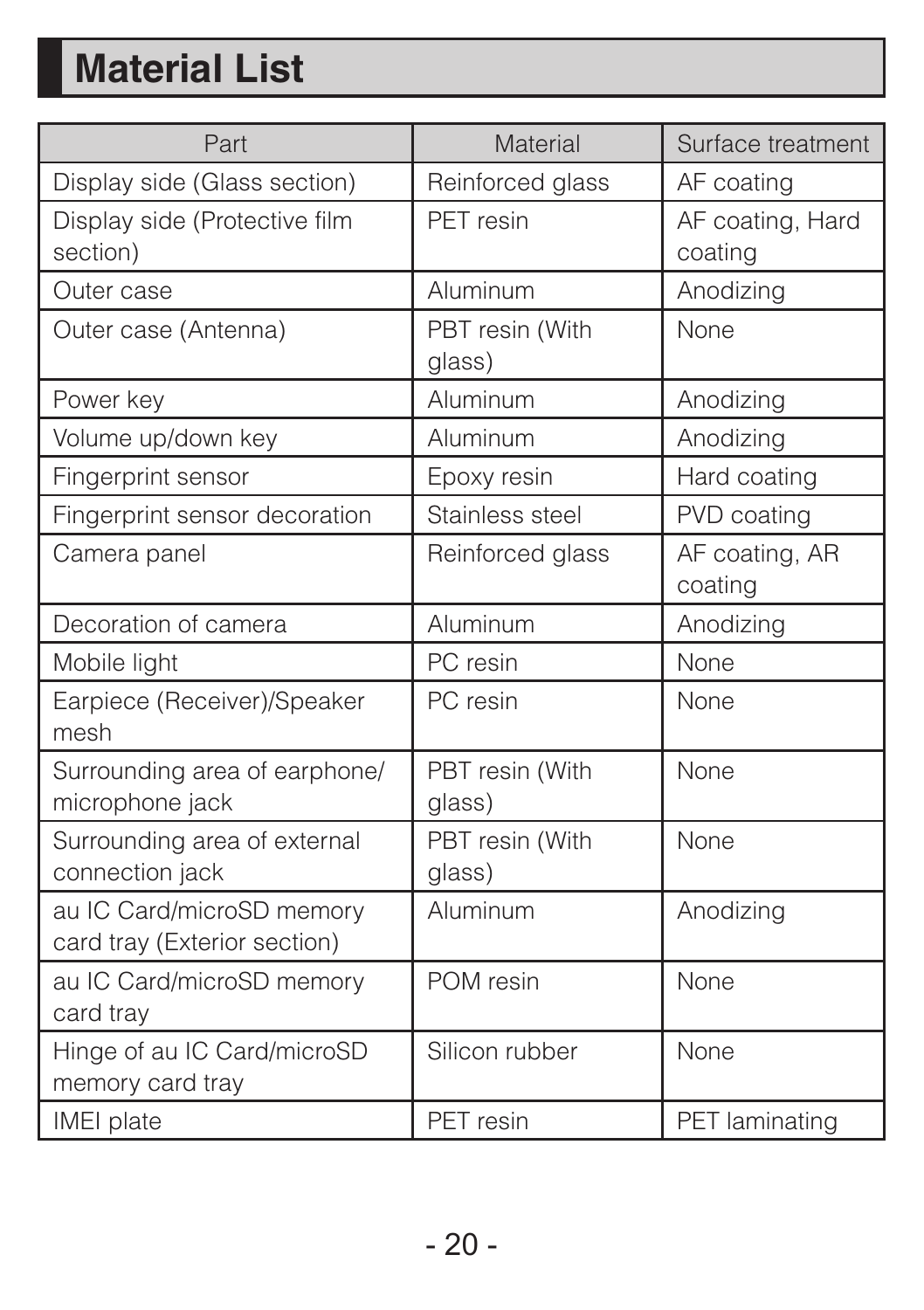# Material List

| Part | Material | Surface treatment |
|---|---|---|
| Display side (Glass section) | Reinforced glass | AF coating |
| Display side (Protective film section) | PET resin | AF coating, Hard coating |
| Outer case | Aluminum | Anodizing |
| Outer case (Antenna) | PBT resin (With glass) | None |
| Power key | Aluminum | Anodizing |
| Volume up/down key | Aluminum | Anodizing |
| Fingerprint sensor | Epoxy resin | Hard coating |
| Fingerprint sensor decoration | Stainless steel | PVD coating |
| Camera panel | Reinforced glass | AF coating, AR coating |
| Decoration of camera | Aluminum | Anodizing |
| Mobile light | PC resin | None |
| Earpiece (Receiver)/Speaker mesh | PC resin | None |
| Surrounding area of earphone/ microphone jack | PBT resin (With glass) | None |
| Surrounding area of external connection jack | PBT resin (With glass) | None |
| au IC Card/microSD memory card tray (Exterior section) | Aluminum | Anodizing |
| au IC Card/microSD memory card tray | POM resin | None |
| Hinge of au IC Card/microSD memory card tray | Silicon rubber | None |
| IMEI plate | PET resin | PET laminating |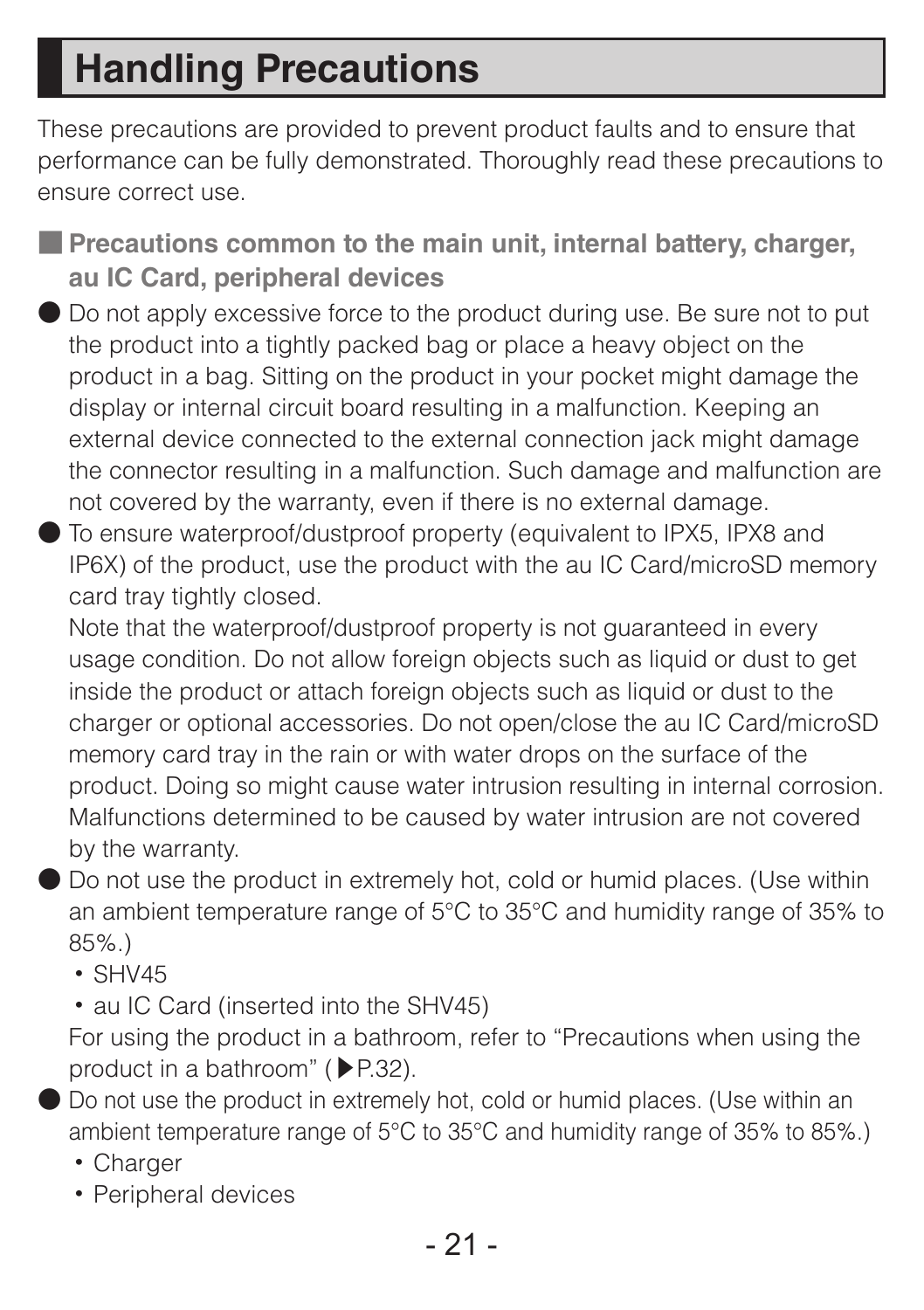# Handling Precautions

These precautions are provided to prevent product faults and to ensure that performance can be fully demonstrated. Thoroughly read these precautions to ensure correct use.

## ■ Precautions common to the main unit, internal battery, charger, au IC Card, peripheral devices

- Do not apply excessive force to the product during use. Be sure not to put the product into a tightly packed bag or place a heavy object on the product in a bag. Sitting on the product in your pocket might damage the display or internal circuit board resulting in a malfunction. Keeping an external device connected to the external connection jack might damage the connector resulting in a malfunction. Such damage and malfunction are not covered by the warranty, even if there is no external damage.
- To ensure waterproof/dustproof property (equivalent to IPX5, IPX8 and IP6X) of the product, use the product with the au IC Card/microSD memory card tray tightly closed.
  Note that the waterproof/dustproof property is not guaranteed in every usage condition. Do not allow foreign objects such as liquid or dust to get inside the product or attach foreign objects such as liquid or dust to the charger or optional accessories. Do not open/close the au IC Card/microSD memory card tray in the rain or with water drops on the surface of the product. Doing so might cause water intrusion resulting in internal corrosion. Malfunctions determined to be caused by water intrusion are not covered by the warranty.
- Do not use the product in extremely hot, cold or humid places. (Use within an ambient temperature range of 5°C to 35°C and humidity range of 35% to 85%.)
  - SHV45
  - au IC Card (inserted into the SHV45)

  For using the product in a bathroom, refer to "Precautions when using the product in a bathroom" (▶P.32).
- Do not use the product in extremely hot, cold or humid places. (Use within an ambient temperature range of 5°C to 35°C and humidity range of 35% to 85%.)
  - Charger
  - Peripheral devices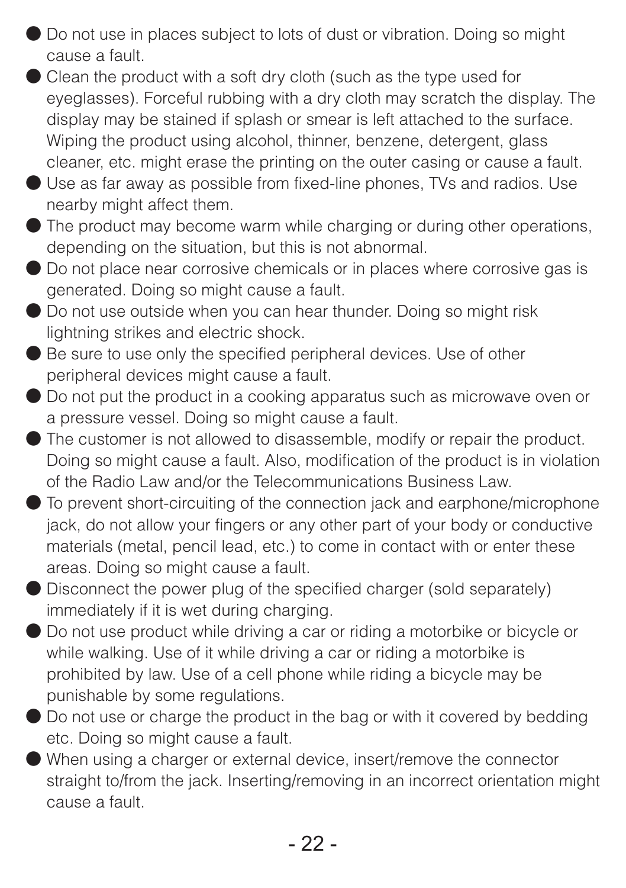- Do not use in places subject to lots of dust or vibration. Doing so might cause a fault.
- Clean the product with a soft dry cloth (such as the type used for eyeglasses). Forceful rubbing with a dry cloth may scratch the display. The display may be stained if splash or smear is left attached to the surface. Wiping the product using alcohol, thinner, benzene, detergent, glass cleaner, etc. might erase the printing on the outer casing or cause a fault.
- Use as far away as possible from fixed-line phones, TVs and radios. Use nearby might affect them.
- The product may become warm while charging or during other operations, depending on the situation, but this is not abnormal.
- Do not place near corrosive chemicals or in places where corrosive gas is generated. Doing so might cause a fault.
- Do not use outside when you can hear thunder. Doing so might risk lightning strikes and electric shock.
- Be sure to use only the specified peripheral devices. Use of other peripheral devices might cause a fault.
- Do not put the product in a cooking apparatus such as microwave oven or a pressure vessel. Doing so might cause a fault.
- The customer is not allowed to disassemble, modify or repair the product. Doing so might cause a fault. Also, modification of the product is in violation of the Radio Law and/or the Telecommunications Business Law.
- To prevent short-circuiting of the connection jack and earphone/microphone jack, do not allow your fingers or any other part of your body or conductive materials (metal, pencil lead, etc.) to come in contact with or enter these areas. Doing so might cause a fault.
- Disconnect the power plug of the specified charger (sold separately) immediately if it is wet during charging.
- Do not use product while driving a car or riding a motorbike or bicycle or while walking. Use of it while driving a car or riding a motorbike is prohibited by law. Use of a cell phone while riding a bicycle may be punishable by some regulations.
- Do not use or charge the product in the bag or with it covered by bedding etc. Doing so might cause a fault.
- When using a charger or external device, insert/remove the connector straight to/from the jack. Inserting/removing in an incorrect orientation might cause a fault.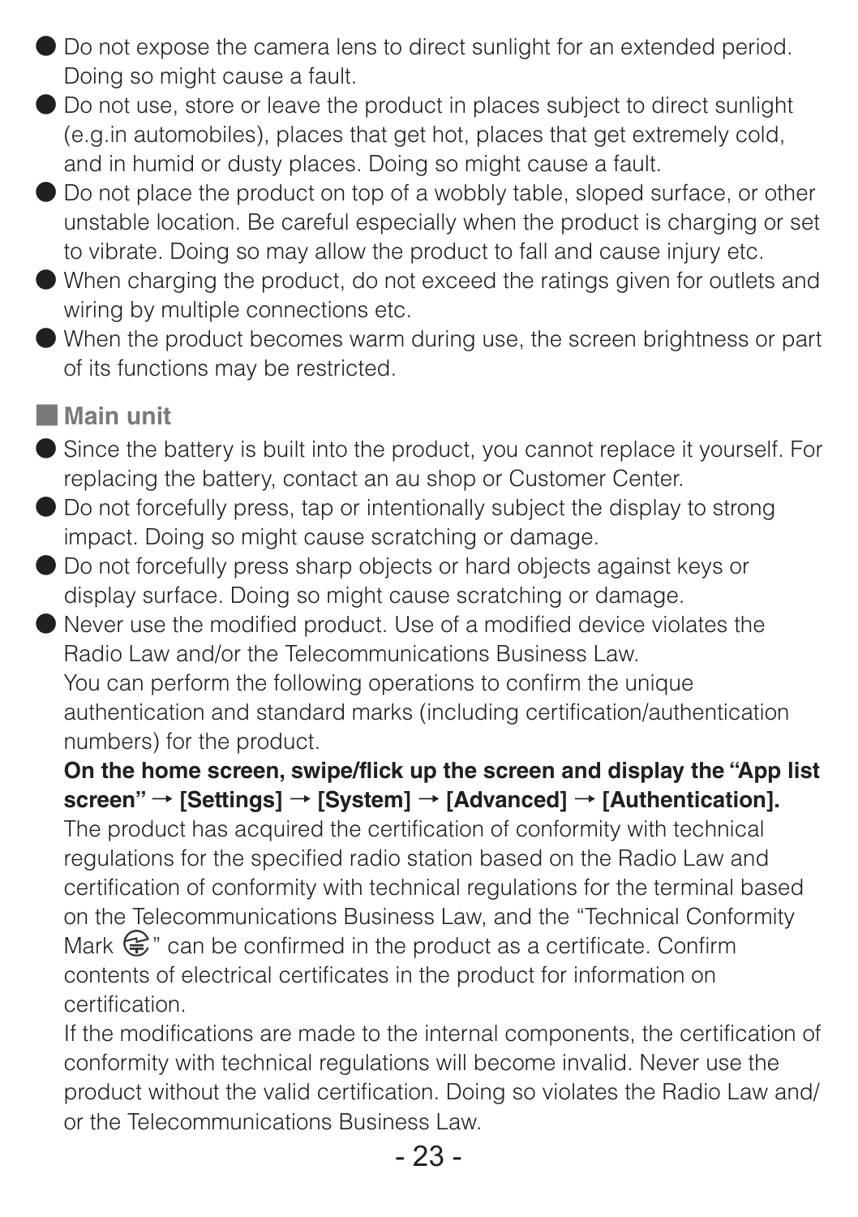- Do not expose the camera lens to direct sunlight for an extended period. Doing so might cause a fault.
- Do not use, store or leave the product in places subject to direct sunlight (e.g.in automobiles), places that get hot, places that get extremely cold, and in humid or dusty places. Doing so might cause a fault.
- Do not place the product on top of a wobbly table, sloped surface, or other unstable location. Be careful especially when the product is charging or set to vibrate. Doing so may allow the product to fall and cause injury etc.
- When charging the product, do not exceed the ratings given for outlets and wiring by multiple connections etc.
- When the product becomes warm during use, the screen brightness or part of its functions may be restricted.

## Main unit

- Since the battery is built into the product, you cannot replace it yourself. For replacing the battery, contact an au shop or Customer Center.
- Do not forcefully press, tap or intentionally subject the display to strong impact. Doing so might cause scratching or damage.
- Do not forcefully press sharp objects or hard objects against keys or display surface. Doing so might cause scratching or damage.
- Never use the modified product. Use of a modified device violates the Radio Law and/or the Telecommunications Business Law.
  You can perform the following operations to confirm the unique authentication and standard marks (including certification/authentication numbers) for the product.
  **On the home screen, swipe/flick up the screen and display the “App list screen” → [Settings] → [System] → [Advanced] → [Authentication].**
  The product has acquired the certification of conformity with technical regulations for the specified radio station based on the Radio Law and certification of conformity with technical regulations for the terminal based on the Telecommunications Business Law, and the “Technical Conformity Mark 〒” can be confirmed in the product as a certificate. Confirm contents of electrical certificates in the product for information on certification.
  If the modifications are made to the internal components, the certification of conformity with technical regulations will become invalid. Never use the product without the valid certification. Doing so violates the Radio Law and/or the Telecommunications Business Law.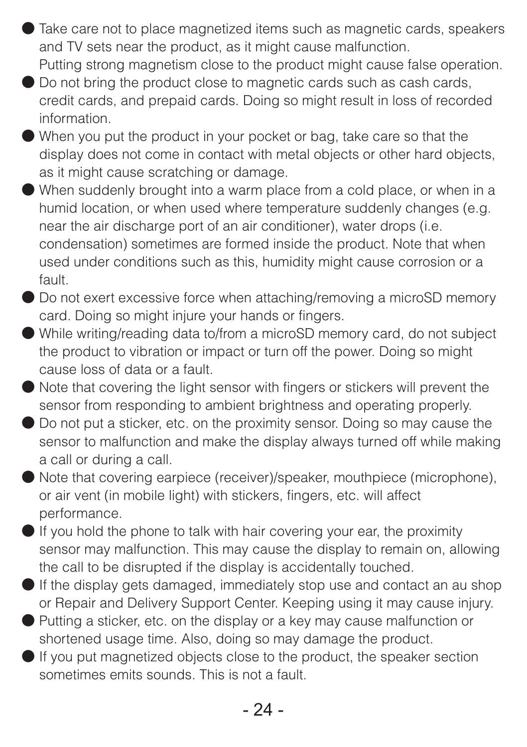- Take care not to place magnetized items such as magnetic cards, speakers and TV sets near the product, as it might cause malfunction.
  Putting strong magnetism close to the product might cause false operation.
- Do not bring the product close to magnetic cards such as cash cards, credit cards, and prepaid cards. Doing so might result in loss of recorded information.
- When you put the product in your pocket or bag, take care so that the display does not come in contact with metal objects or other hard objects, as it might cause scratching or damage.
- When suddenly brought into a warm place from a cold place, or when in a humid location, or when used where temperature suddenly changes (e.g. near the air discharge port of an air conditioner), water drops (i.e. condensation) sometimes are formed inside the product. Note that when used under conditions such as this, humidity might cause corrosion or a fault.
- Do not exert excessive force when attaching/removing a microSD memory card. Doing so might injure your hands or fingers.
- While writing/reading data to/from a microSD memory card, do not subject the product to vibration or impact or turn off the power. Doing so might cause loss of data or a fault.
- Note that covering the light sensor with fingers or stickers will prevent the sensor from responding to ambient brightness and operating properly.
- Do not put a sticker, etc. on the proximity sensor. Doing so may cause the sensor to malfunction and make the display always turned off while making a call or during a call.
- Note that covering earpiece (receiver)/speaker, mouthpiece (microphone), or air vent (in mobile light) with stickers, fingers, etc. will affect performance.
- If you hold the phone to talk with hair covering your ear, the proximity sensor may malfunction. This may cause the display to remain on, allowing the call to be disrupted if the display is accidentally touched.
- If the display gets damaged, immediately stop use and contact an au shop or Repair and Delivery Support Center. Keeping using it may cause injury.
- Putting a sticker, etc. on the display or a key may cause malfunction or shortened usage time. Also, doing so may damage the product.
- If you put magnetized objects close to the product, the speaker section sometimes emits sounds. This is not a fault.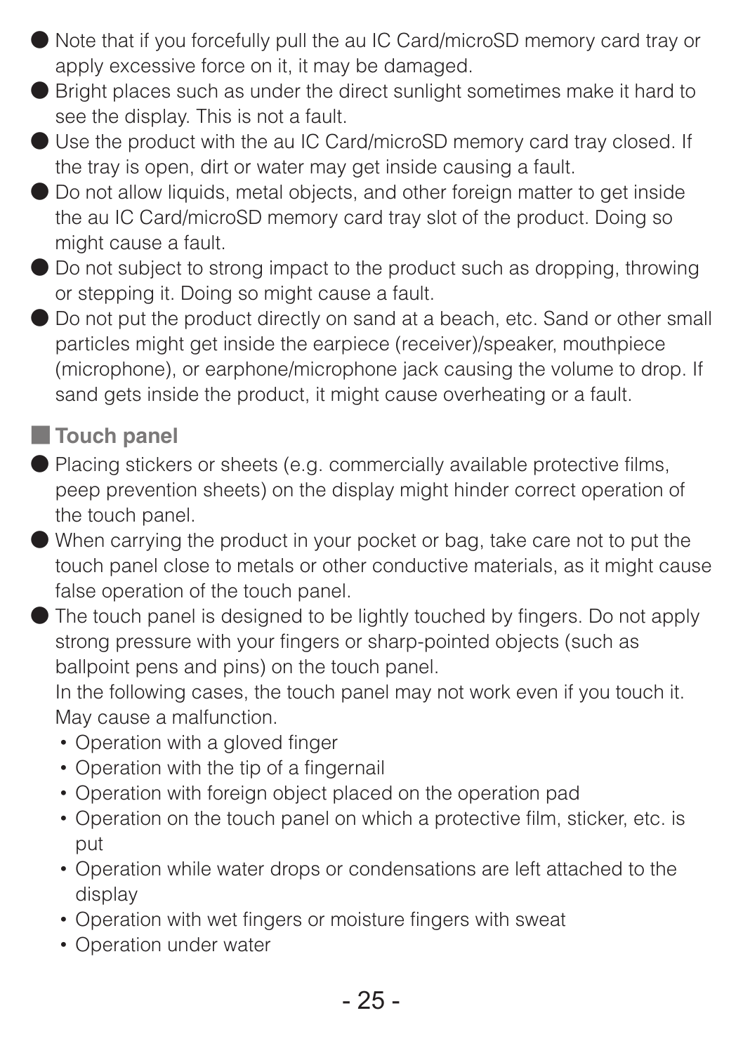- Note that if you forcefully pull the au IC Card/microSD memory card tray or apply excessive force on it, it may be damaged.
- Bright places such as under the direct sunlight sometimes make it hard to see the display. This is not a fault.
- Use the product with the au IC Card/microSD memory card tray closed. If the tray is open, dirt or water may get inside causing a fault.
- Do not allow liquids, metal objects, and other foreign matter to get inside the au IC Card/microSD memory card tray slot of the product. Doing so might cause a fault.
- Do not subject to strong impact to the product such as dropping, throwing or stepping it. Doing so might cause a fault.
- Do not put the product directly on sand at a beach, etc. Sand or other small particles might get inside the earpiece (receiver)/speaker, mouthpiece (microphone), or earphone/microphone jack causing the volume to drop. If sand gets inside the product, it might cause overheating or a fault.

## Touch panel

- Placing stickers or sheets (e.g. commercially available protective films, peep prevention sheets) on the display might hinder correct operation of the touch panel.
- When carrying the product in your pocket or bag, take care not to put the touch panel close to metals or other conductive materials, as it might cause false operation of the touch panel.
- The touch panel is designed to be lightly touched by fingers. Do not apply strong pressure with your fingers or sharp-pointed objects (such as ballpoint pens and pins) on the touch panel.
  In the following cases, the touch panel may not work even if you touch it. May cause a malfunction.
  - Operation with a gloved finger
  - Operation with the tip of a fingernail
  - Operation with foreign object placed on the operation pad
  - Operation on the touch panel on which a protective film, sticker, etc. is put
  - Operation while water drops or condensations are left attached to the display
  - Operation with wet fingers or moisture fingers with sweat
  - Operation under water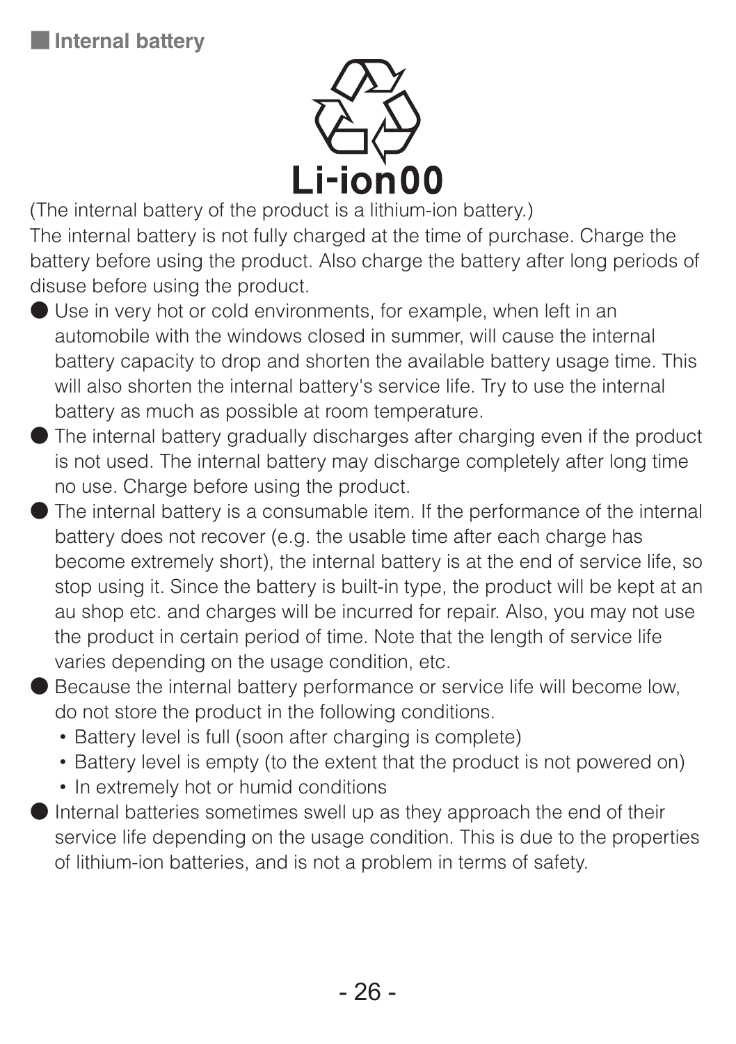## Internal battery

Li-ion00

(The internal battery of the product is a lithium-ion battery.)

The internal battery is not fully charged at the time of purchase. Charge the battery before using the product. Also charge the battery after long periods of disuse before using the product.

- Use in very hot or cold environments, for example, when left in an automobile with the windows closed in summer, will cause the internal battery capacity to drop and shorten the available battery usage time. This will also shorten the internal battery's service life. Try to use the internal battery as much as possible at room temperature.
- The internal battery gradually discharges after charging even if the product is not used. The internal battery may discharge completely after long time no use. Charge before using the product.
- The internal battery is a consumable item. If the performance of the internal battery does not recover (e.g. the usable time after each charge has become extremely short), the internal battery is at the end of service life, so stop using it. Since the battery is built-in type, the product will be kept at an au shop etc. and charges will be incurred for repair. Also, you may not use the product in certain period of time. Note that the length of service life varies depending on the usage condition, etc.
- Because the internal battery performance or service life will become low, do not store the product in the following conditions.
  - Battery level is full (soon after charging is complete)
  - Battery level is empty (to the extent that the product is not powered on)
  - In extremely hot or humid conditions
- Internal batteries sometimes swell up as they approach the end of their service life depending on the usage condition. This is due to the properties of lithium-ion batteries, and is not a problem in terms of safety.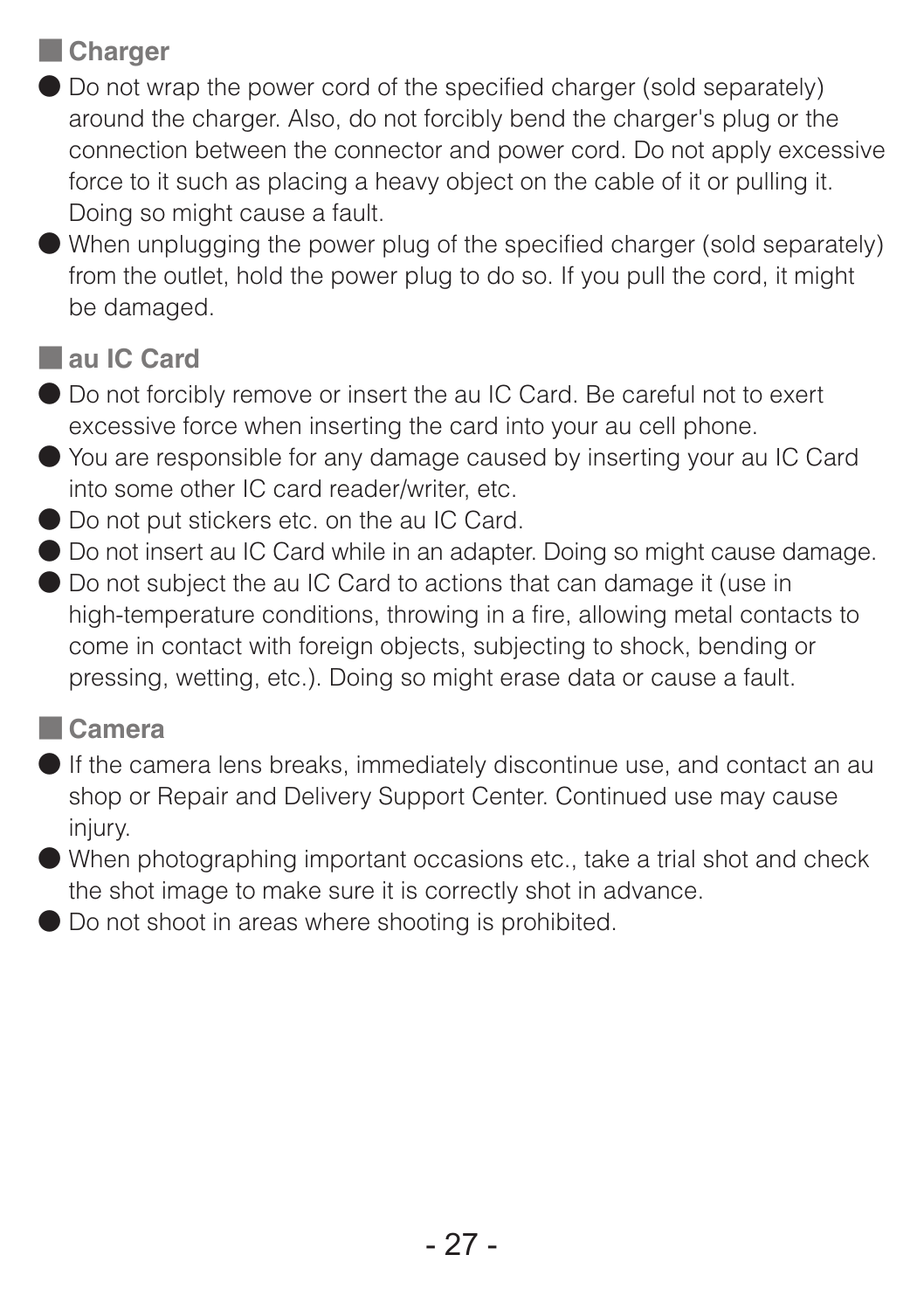## Charger

- Do not wrap the power cord of the specified charger (sold separately) around the charger. Also, do not forcibly bend the charger's plug or the connection between the connector and power cord. Do not apply excessive force to it such as placing a heavy object on the cable of it or pulling it. Doing so might cause a fault.
- When unplugging the power plug of the specified charger (sold separately) from the outlet, hold the power plug to do so. If you pull the cord, it might be damaged.

## au IC Card

- Do not forcibly remove or insert the au IC Card. Be careful not to exert excessive force when inserting the card into your au cell phone.
- You are responsible for any damage caused by inserting your au IC Card into some other IC card reader/writer, etc.
- Do not put stickers etc. on the au IC Card.
- Do not insert au IC Card while in an adapter. Doing so might cause damage.
- Do not subject the au IC Card to actions that can damage it (use in high-temperature conditions, throwing in a fire, allowing metal contacts to come in contact with foreign objects, subjecting to shock, bending or pressing, wetting, etc.). Doing so might erase data or cause a fault.

## Camera

- If the camera lens breaks, immediately discontinue use, and contact an au shop or Repair and Delivery Support Center. Continued use may cause injury.
- When photographing important occasions etc., take a trial shot and check the shot image to make sure it is correctly shot in advance.
- Do not shoot in areas where shooting is prohibited.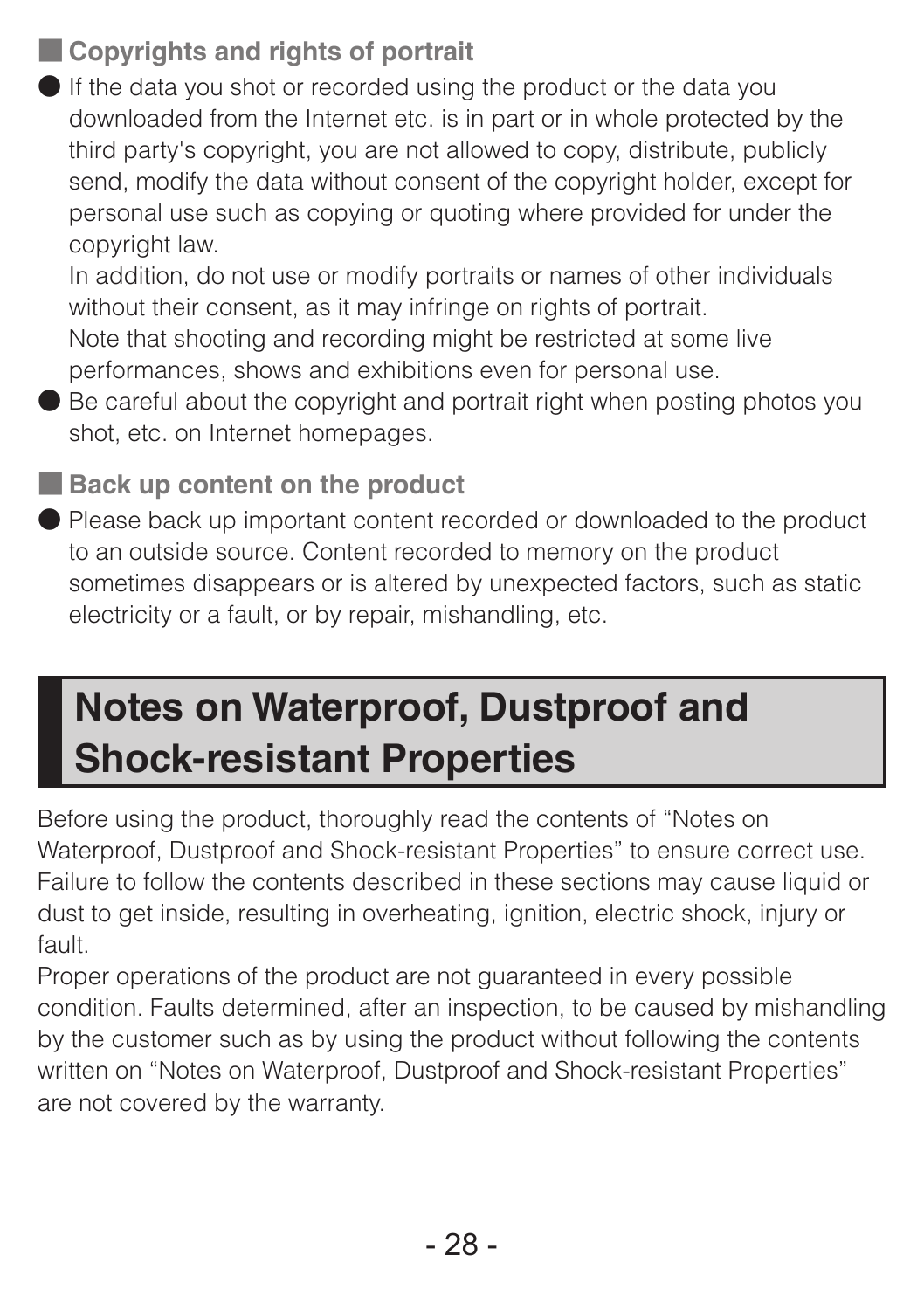### Copyrights and rights of portrait

- If the data you shot or recorded using the product or the data you downloaded from the Internet etc. is in part or in whole protected by the third party's copyright, you are not allowed to copy, distribute, publicly send, modify the data without consent of the copyright holder, except for personal use such as copying or quoting where provided for under the copyright law.
  In addition, do not use or modify portraits or names of other individuals without their consent, as it may infringe on rights of portrait.
  Note that shooting and recording might be restricted at some live performances, shows and exhibitions even for personal use.
- Be careful about the copyright and portrait right when posting photos you shot, etc. on Internet homepages.

### Back up content on the product

- Please back up important content recorded or downloaded to the product to an outside source. Content recorded to memory on the product sometimes disappears or is altered by unexpected factors, such as static electricity or a fault, or by repair, mishandling, etc.

## Notes on Waterproof, Dustproof and Shock-resistant Properties

Before using the product, thoroughly read the contents of “Notes on Waterproof, Dustproof and Shock-resistant Properties” to ensure correct use. Failure to follow the contents described in these sections may cause liquid or dust to get inside, resulting in overheating, ignition, electric shock, injury or fault.
Proper operations of the product are not guaranteed in every possible condition. Faults determined, after an inspection, to be caused by mishandling by the customer such as by using the product without following the contents written on “Notes on Waterproof, Dustproof and Shock-resistant Properties” are not covered by the warranty.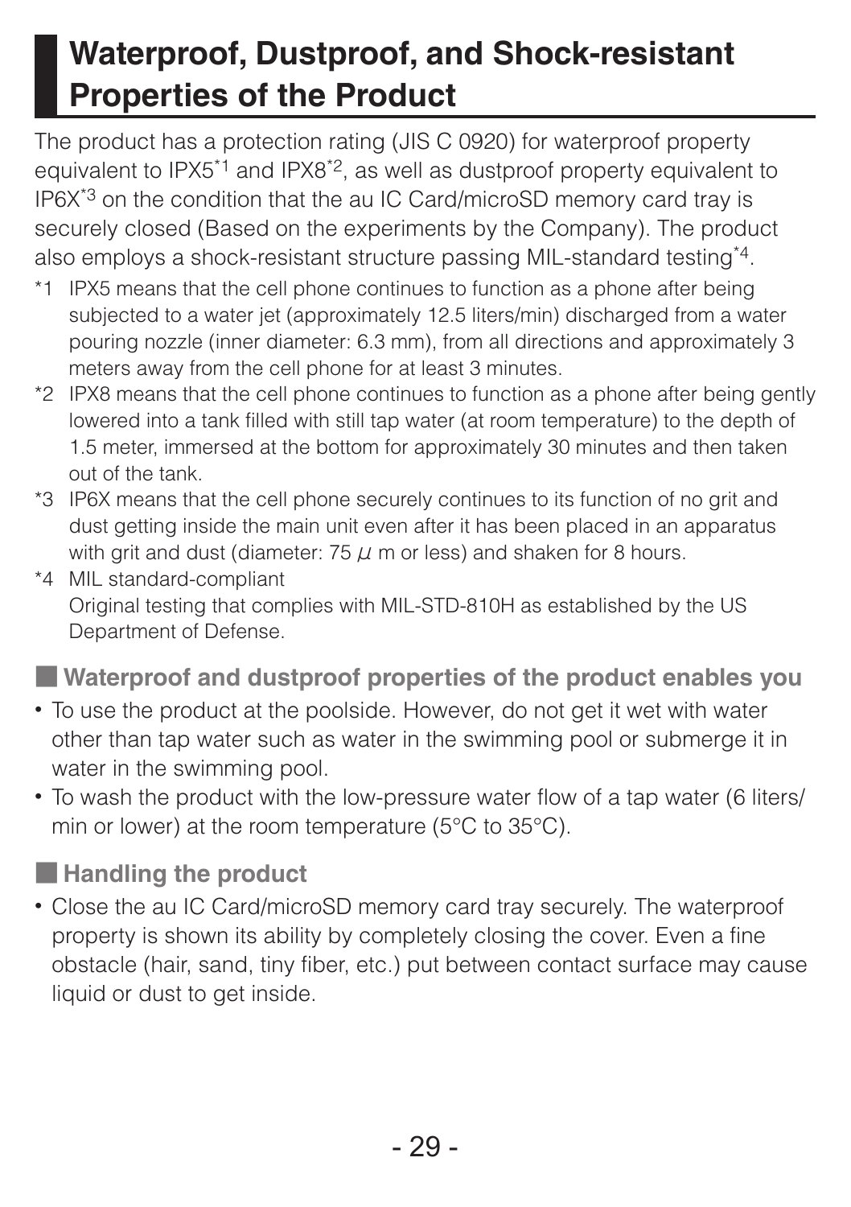# Waterproof, Dustproof, and Shock-resistant Properties of the Product

The product has a protection rating (JIS C 0920) for waterproof property equivalent to IPX5[*1] and IPX8[*2], as well as dustproof property equivalent to IP6X[*3] on the condition that the au IC Card/microSD memory card tray is securely closed (Based on the experiments by the Company). The product also employs a shock-resistant structure passing MIL-standard testing[*4].

*1 IPX5 means that the cell phone continues to function as a phone after being subjected to a water jet (approximately 12.5 liters/min) discharged from a water pouring nozzle (inner diameter: 6.3 mm), from all directions and approximately 3 meters away from the cell phone for at least 3 minutes.

*2 IPX8 means that the cell phone continues to function as a phone after being gently lowered into a tank filled with still tap water (at room temperature) to the depth of 1.5 meter, immersed at the bottom for approximately 30 minutes and then taken out of the tank.

*3 IP6X means that the cell phone securely continues to its function of no grit and dust getting inside the main unit even after it has been placed in an apparatus with grit and dust (diameter: 75 $\mu$ m or less) and shaken for 8 hours.

*4 MIL standard-compliant
Original testing that complies with MIL-STD-810H as established by the US Department of Defense.

## Waterproof and dustproof properties of the product enables you

- To use the product at the poolside. However, do not get it wet with water other than tap water such as water in the swimming pool or submerge it in water in the swimming pool.
- To wash the product with the low-pressure water flow of a tap water (6 liters/min or lower) at the room temperature (5°C to 35°C).

## Handling the product

- Close the au IC Card/microSD memory card tray securely. The waterproof property is shown its ability by completely closing the cover. Even a fine obstacle (hair, sand, tiny fiber, etc.) put between contact surface may cause liquid or dust to get inside.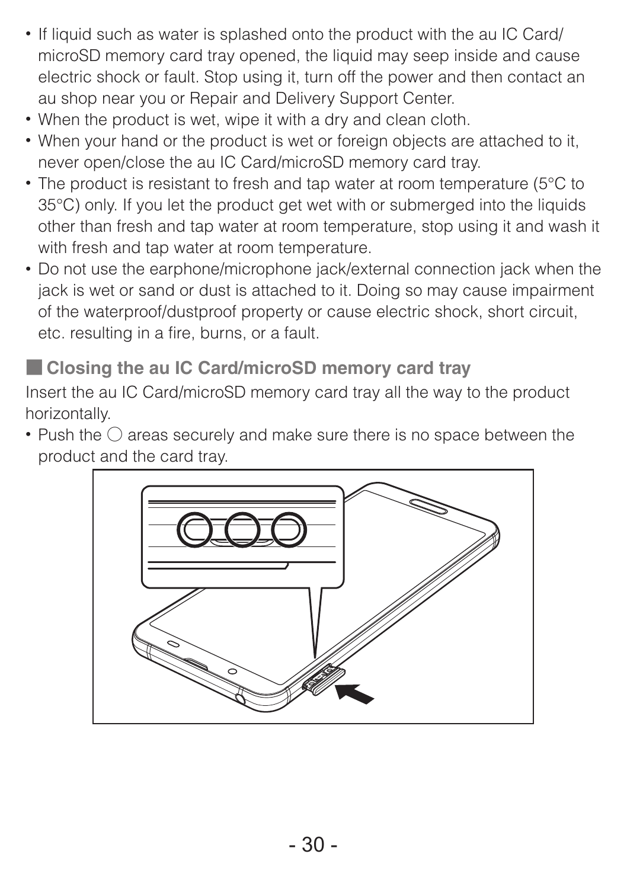- If liquid such as water is splashed onto the product with the au IC Card/microSD memory card tray opened, the liquid may seep inside and cause electric shock or fault. Stop using it, turn off the power and then contact an au shop near you or Repair and Delivery Support Center.
- When the product is wet, wipe it with a dry and clean cloth.
- When your hand or the product is wet or foreign objects are attached to it, never open/close the au IC Card/microSD memory card tray.
- The product is resistant to fresh and tap water at room temperature (5°C to 35°C) only. If you let the product get wet with or submerged into the liquids other than fresh and tap water at room temperature, stop using it and wash it with fresh and tap water at room temperature.
- Do not use the earphone/microphone jack/external connection jack when the jack is wet or sand or dust is attached to it. Doing so may cause impairment of the waterproof/dustproof property or cause electric shock, short circuit, etc. resulting in a fire, burns, or a fault.

## ■ Closing the au IC Card/microSD memory card tray

Insert the au IC Card/microSD memory card tray all the way to the product horizontally.

- Push the ○ areas securely and make sure there is no space between the product and the card tray.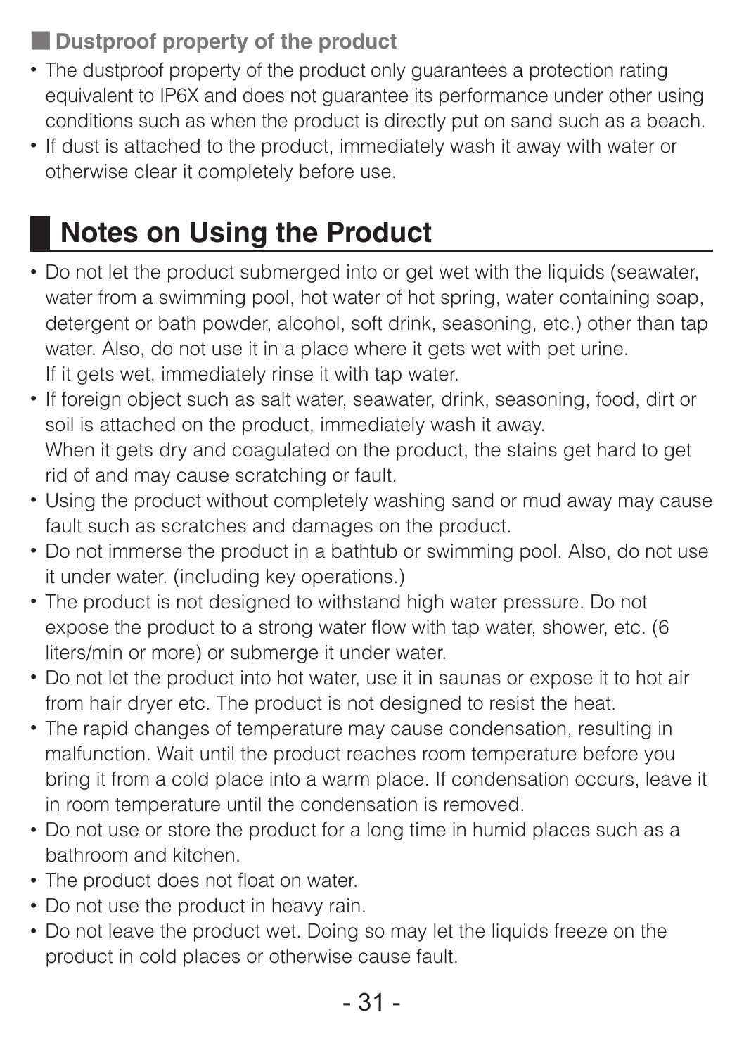### Dustproof property of the product

- The dustproof property of the product only guarantees a protection rating equivalent to IP6X and does not guarantee its performance under other using conditions such as when the product is directly put on sand such as a beach.
- If dust is attached to the product, immediately wash it away with water or otherwise clear it completely before use.

## Notes on Using the Product

- Do not let the product submerged into or get wet with the liquids (seawater, water from a swimming pool, hot water of hot spring, water containing soap, detergent or bath powder, alcohol, soft drink, seasoning, etc.) other than tap water. Also, do not use it in a place where it gets wet with pet urine.
  If it gets wet, immediately rinse it with tap water.
- If foreign object such as salt water, seawater, drink, seasoning, food, dirt or soil is attached on the product, immediately wash it away.
  When it gets dry and coagulated on the product, the stains get hard to get rid of and may cause scratching or fault.
- Using the product without completely washing sand or mud away may cause fault such as scratches and damages on the product.
- Do not immerse the product in a bathtub or swimming pool. Also, do not use it under water. (including key operations.)
- The product is not designed to withstand high water pressure. Do not expose the product to a strong water flow with tap water, shower, etc. (6 liters/min or more) or submerge it under water.
- Do not let the product into hot water, use it in saunas or expose it to hot air from hair dryer etc. The product is not designed to resist the heat.
- The rapid changes of temperature may cause condensation, resulting in malfunction. Wait until the product reaches room temperature before you bring it from a cold place into a warm place. If condensation occurs, leave it in room temperature until the condensation is removed.
- Do not use or store the product for a long time in humid places such as a bathroom and kitchen.
- The product does not float on water.
- Do not use the product in heavy rain.
- Do not leave the product wet. Doing so may let the liquids freeze on the product in cold places or otherwise cause fault.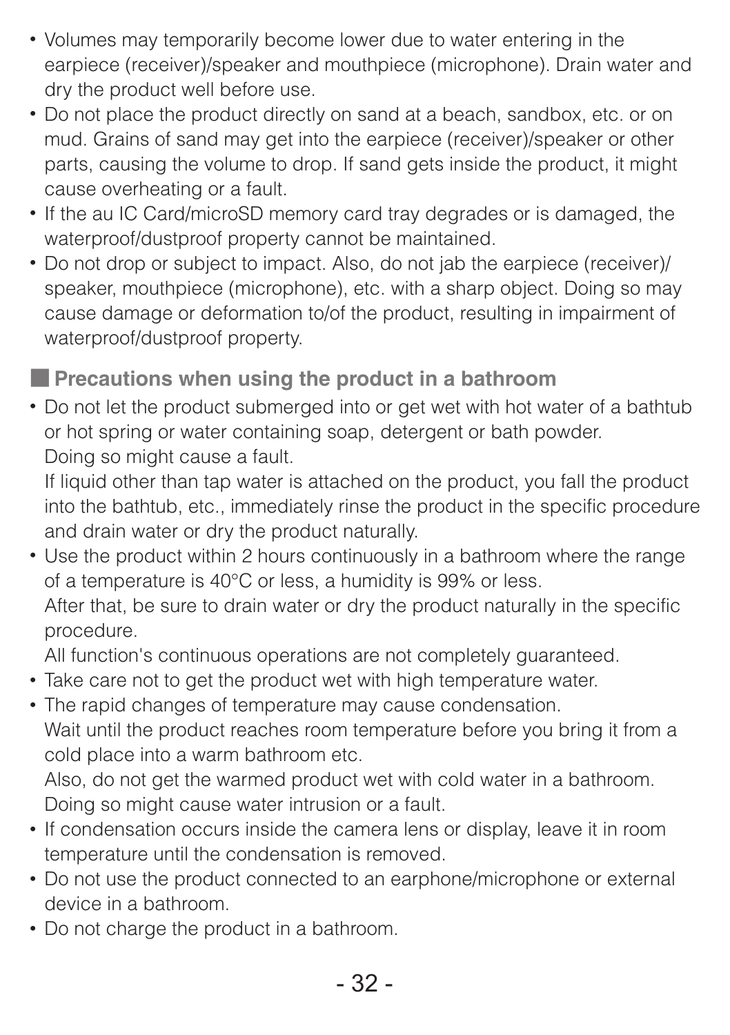- Volumes may temporarily become lower due to water entering in the earpiece (receiver)/speaker and mouthpiece (microphone). Drain water and dry the product well before use.
- Do not place the product directly on sand at a beach, sandbox, etc. or on mud. Grains of sand may get into the earpiece (receiver)/speaker or other parts, causing the volume to drop. If sand gets inside the product, it might cause overheating or a fault.
- If the au IC Card/microSD memory card tray degrades or is damaged, the waterproof/dustproof property cannot be maintained.
- Do not drop or subject to impact. Also, do not jab the earpiece (receiver)/ speaker, mouthpiece (microphone), etc. with a sharp object. Doing so may cause damage or deformation to/of the product, resulting in impairment of waterproof/dustproof property.

## ■ Precautions when using the product in a bathroom

- Do not let the product submerged into or get wet with hot water of a bathtub or hot spring or water containing soap, detergent or bath powder.
  Doing so might cause a fault.
  If liquid other than tap water is attached on the product, you fall the product into the bathtub, etc., immediately rinse the product in the specific procedure and drain water or dry the product naturally.
- Use the product within 2 hours continuously in a bathroom where the range of a temperature is 40°C or less, a humidity is 99% or less.
  After that, be sure to drain water or dry the product naturally in the specific procedure.
  All function's continuous operations are not completely guaranteed.
- Take care not to get the product wet with high temperature water.
- The rapid changes of temperature may cause condensation.
  Wait until the product reaches room temperature before you bring it from a cold place into a warm bathroom etc.
  Also, do not get the warmed product wet with cold water in a bathroom.
  Doing so might cause water intrusion or a fault.
- If condensation occurs inside the camera lens or display, leave it in room temperature until the condensation is removed.
- Do not use the product connected to an earphone/microphone or external device in a bathroom.
- Do not charge the product in a bathroom.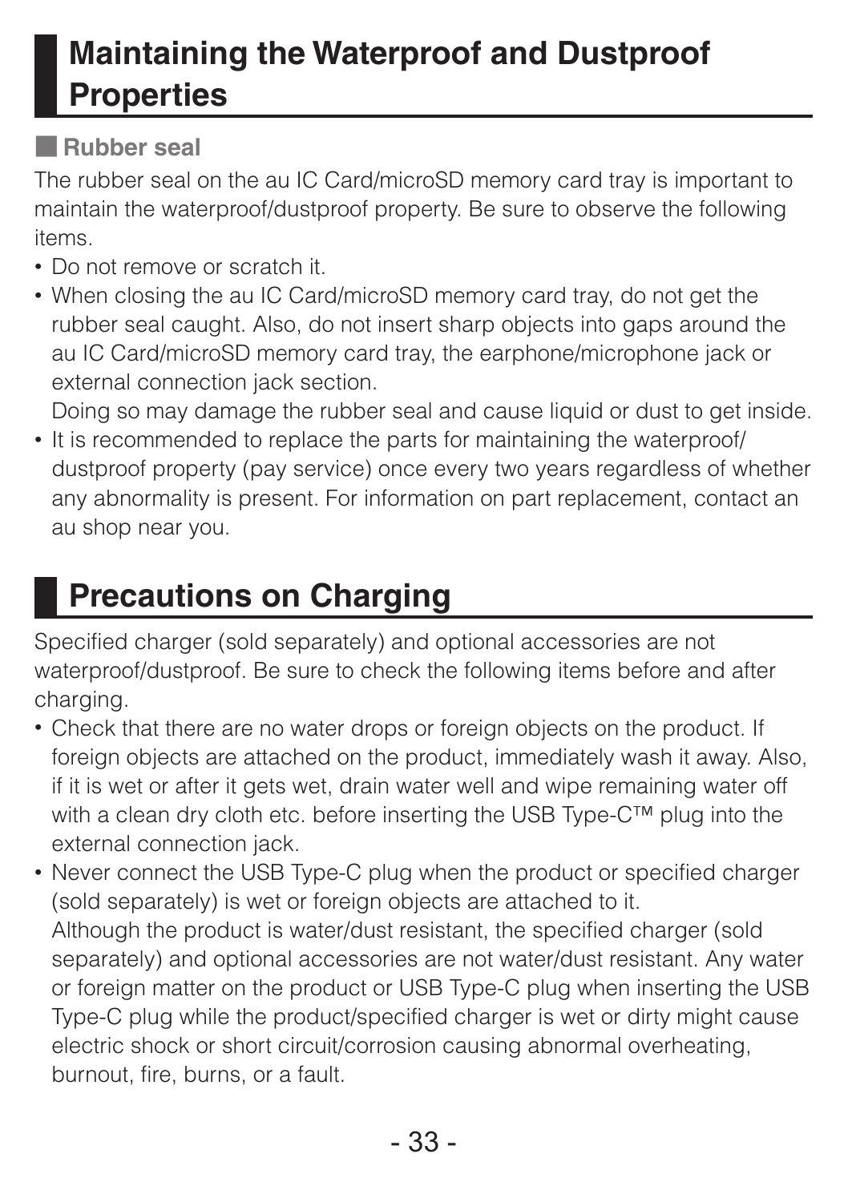# Maintaining the Waterproof and Dustproof Properties

### Rubber seal

The rubber seal on the au IC Card/microSD memory card tray is important to maintain the waterproof/dustproof property. Be sure to observe the following items.

- Do not remove or scratch it.
- When closing the au IC Card/microSD memory card tray, do not get the rubber seal caught. Also, do not insert sharp objects into gaps around the au IC Card/microSD memory card tray, the earphone/microphone jack or external connection jack section.
  Doing so may damage the rubber seal and cause liquid or dust to get inside.
- It is recommended to replace the parts for maintaining the waterproof/dustproof property (pay service) once every two years regardless of whether any abnormality is present. For information on part replacement, contact an au shop near you.

# Precautions on Charging

Specified charger (sold separately) and optional accessories are not waterproof/dustproof. Be sure to check the following items before and after charging.

- Check that there are no water drops or foreign objects on the product. If foreign objects are attached on the product, immediately wash it away. Also, if it is wet or after it gets wet, drain water well and wipe remaining water off with a clean dry cloth etc. before inserting the USB Type-C™ plug into the external connection jack.
- Never connect the USB Type-C plug when the product or specified charger (sold separately) is wet or foreign objects are attached to it.
  Although the product is water/dust resistant, the specified charger (sold separately) and optional accessories are not water/dust resistant. Any water or foreign matter on the product or USB Type-C plug when inserting the USB Type-C plug while the product/specified charger is wet or dirty might cause electric shock or short circuit/corrosion causing abnormal overheating, burnout, fire, burns, or a fault.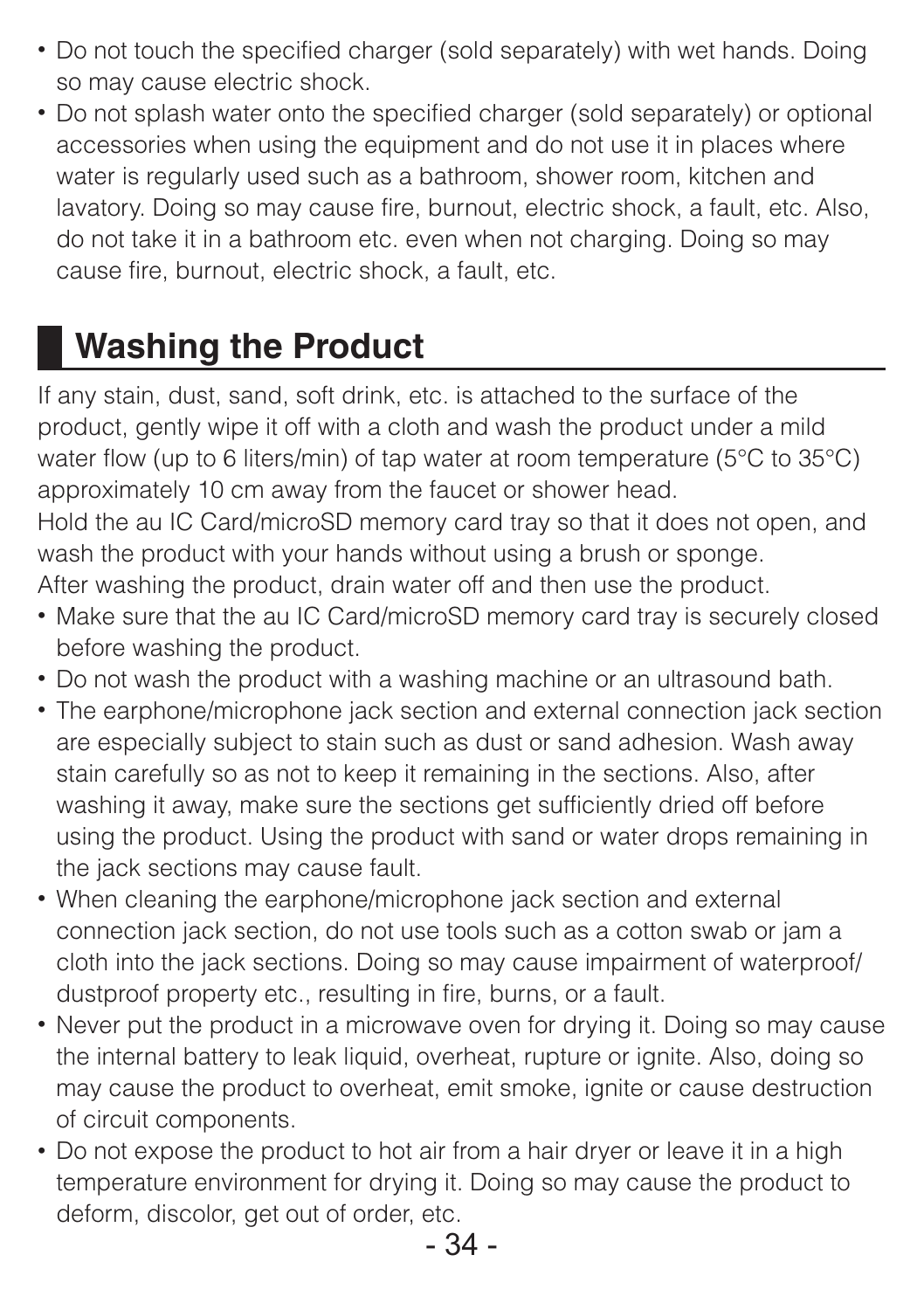- Do not touch the specified charger (sold separately) with wet hands. Doing so may cause electric shock.
- Do not splash water onto the specified charger (sold separately) or optional accessories when using the equipment and do not use it in places where water is regularly used such as a bathroom, shower room, kitchen and lavatory. Doing so may cause fire, burnout, electric shock, a fault, etc. Also, do not take it in a bathroom etc. even when not charging. Doing so may cause fire, burnout, electric shock, a fault, etc.

## Washing the Product

If any stain, dust, sand, soft drink, etc. is attached to the surface of the product, gently wipe it off with a cloth and wash the product under a mild water flow (up to 6 liters/min) of tap water at room temperature (5°C to 35°C) approximately 10 cm away from the faucet or shower head.
Hold the au IC Card/microSD memory card tray so that it does not open, and wash the product with your hands without using a brush or sponge.
After washing the product, drain water off and then use the product.

- Make sure that the au IC Card/microSD memory card tray is securely closed before washing the product.
- Do not wash the product with a washing machine or an ultrasound bath.
- The earphone/microphone jack section and external connection jack section are especially subject to stain such as dust or sand adhesion. Wash away stain carefully so as not to keep it remaining in the sections. Also, after washing it away, make sure the sections get sufficiently dried off before using the product. Using the product with sand or water drops remaining in the jack sections may cause fault.
- When cleaning the earphone/microphone jack section and external connection jack section, do not use tools such as a cotton swab or jam a cloth into the jack sections. Doing so may cause impairment of waterproof/dustproof property etc., resulting in fire, burns, or a fault.
- Never put the product in a microwave oven for drying it. Doing so may cause the internal battery to leak liquid, overheat, rupture or ignite. Also, doing so may cause the product to overheat, emit smoke, ignite or cause destruction of circuit components.
- Do not expose the product to hot air from a hair dryer or leave it in a high temperature environment for drying it. Doing so may cause the product to deform, discolor, get out of order, etc.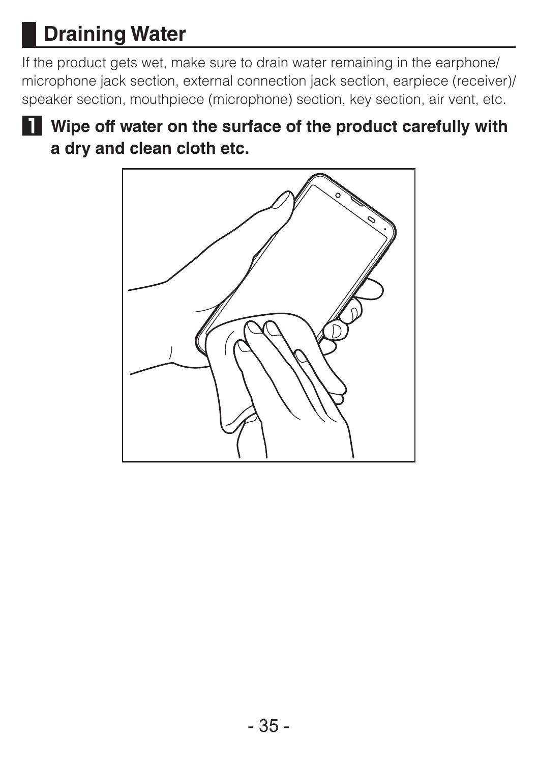## Draining Water

If the product gets wet, make sure to drain water remaining in the earphone/microphone jack section, external connection jack section, earpiece (receiver)/speaker section, mouthpiece (microphone) section, key section, air vent, etc.

1. **Wipe off water on the surface of the product carefully with a dry and clean cloth etc.**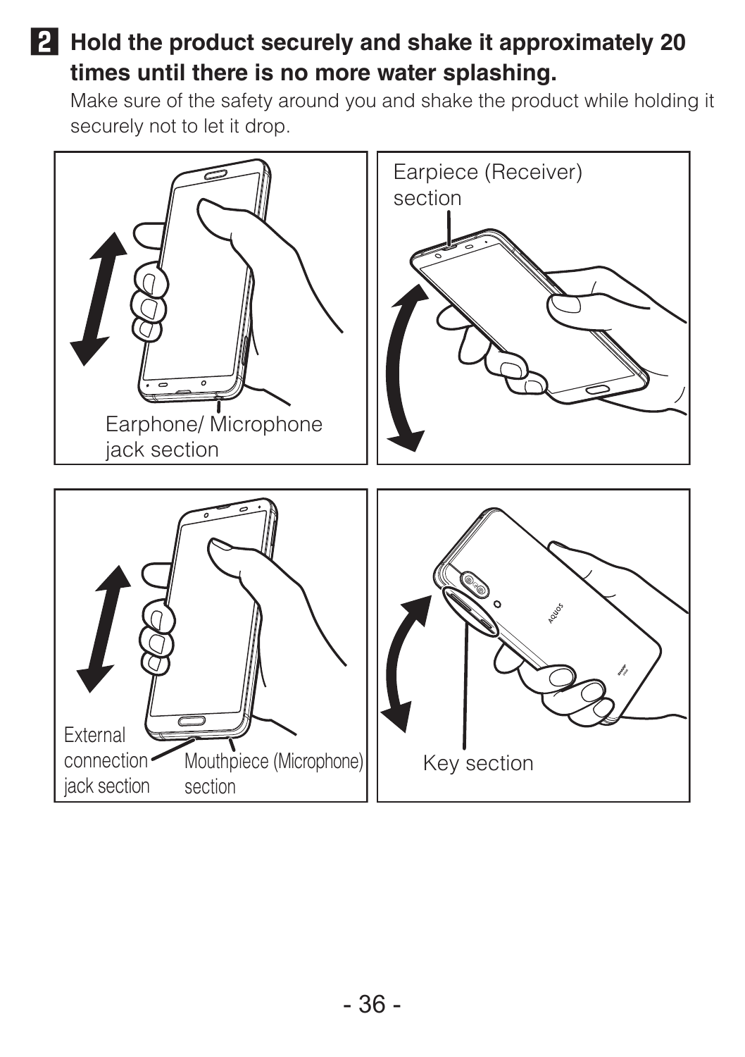**2** **Hold the product securely and shake it approximately 20 times until there is no more water splashing.**

Make sure of the safety around you and shake the product while holding it securely not to let it drop.

Earpiece (Receiver) section

Earphone/ Microphone jack section

External connection jack section

Mouthpiece (Microphone) section

Key section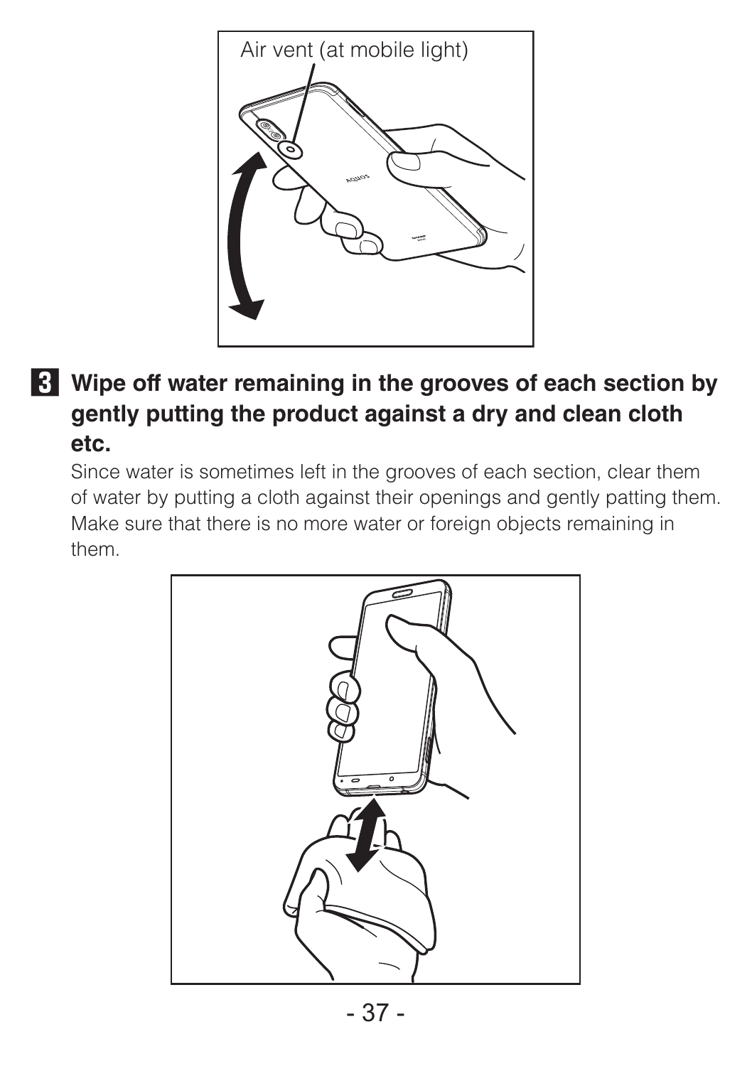Air vent (at mobile light)

**3 Wipe off water remaining in the grooves of each section by gently putting the product against a dry and clean cloth etc.**

Since water is sometimes left in the grooves of each section, clear them of water by putting a cloth against their openings and gently patting them. Make sure that there is no more water or foreign objects remaining in them.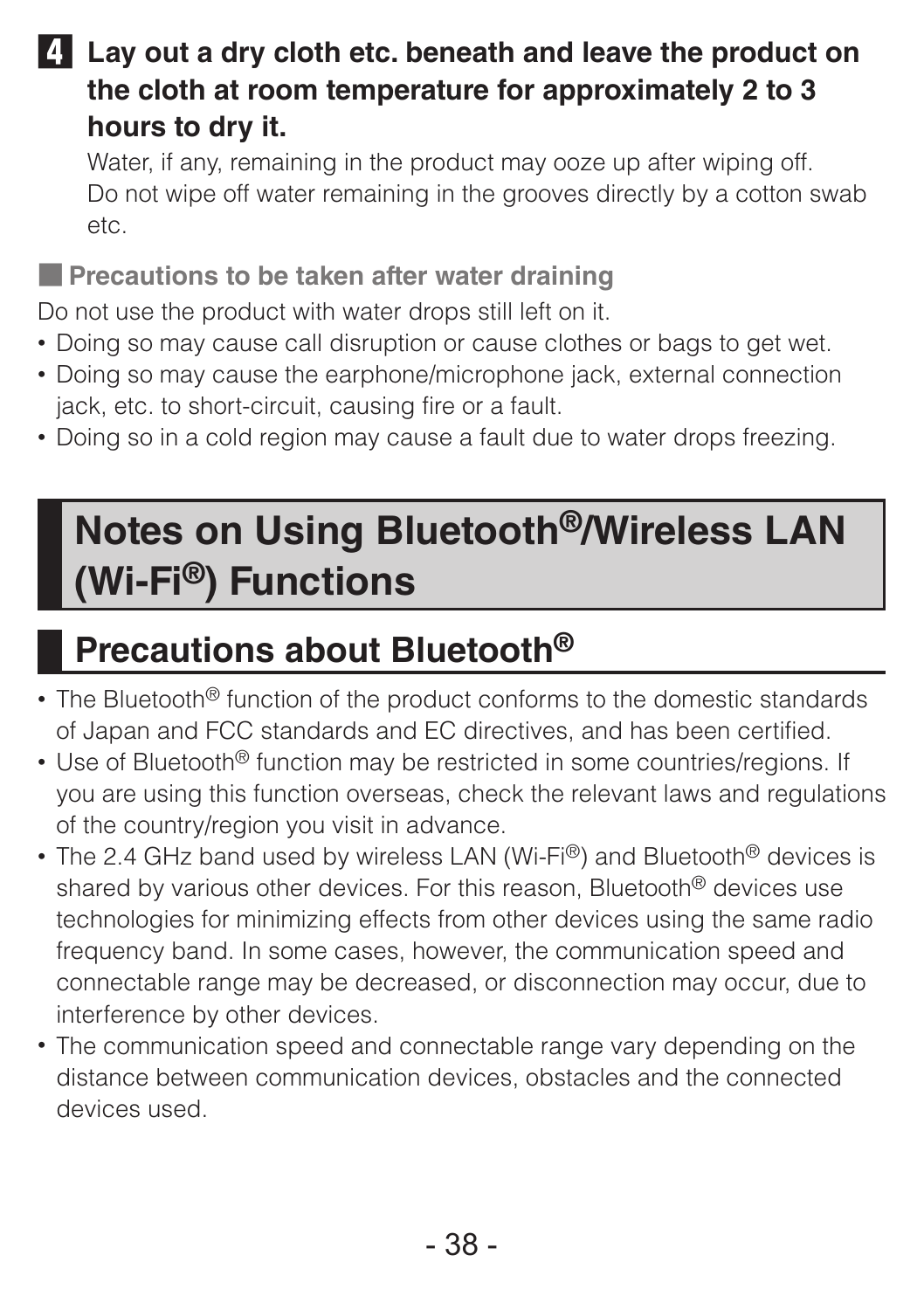**4 Lay out a dry cloth etc. beneath and leave the product on the cloth at room temperature for approximately 2 to 3 hours to dry it.**

Water, if any, remaining in the product may ooze up after wiping off. Do not wipe off water remaining in the grooves directly by a cotton swab etc.

### Precautions to be taken after water draining

Do not use the product with water drops still left on it.

- Doing so may cause call disruption or cause clothes or bags to get wet.
- Doing so may cause the earphone/microphone jack, external connection jack, etc. to short-circuit, causing fire or a fault.
- Doing so in a cold region may cause a fault due to water drops freezing.

# Notes on Using Bluetooth®/Wireless LAN (Wi-Fi®) Functions

## Precautions about Bluetooth®

- The Bluetooth® function of the product conforms to the domestic standards of Japan and FCC standards and EC directives, and has been certified.
- Use of Bluetooth® function may be restricted in some countries/regions. If you are using this function overseas, check the relevant laws and regulations of the country/region you visit in advance.
- The 2.4 GHz band used by wireless LAN (Wi-Fi®) and Bluetooth® devices is shared by various other devices. For this reason, Bluetooth® devices use technologies for minimizing effects from other devices using the same radio frequency band. In some cases, however, the communication speed and connectable range may be decreased, or disconnection may occur, due to interference by other devices.
- The communication speed and connectable range vary depending on the distance between communication devices, obstacles and the connected devices used.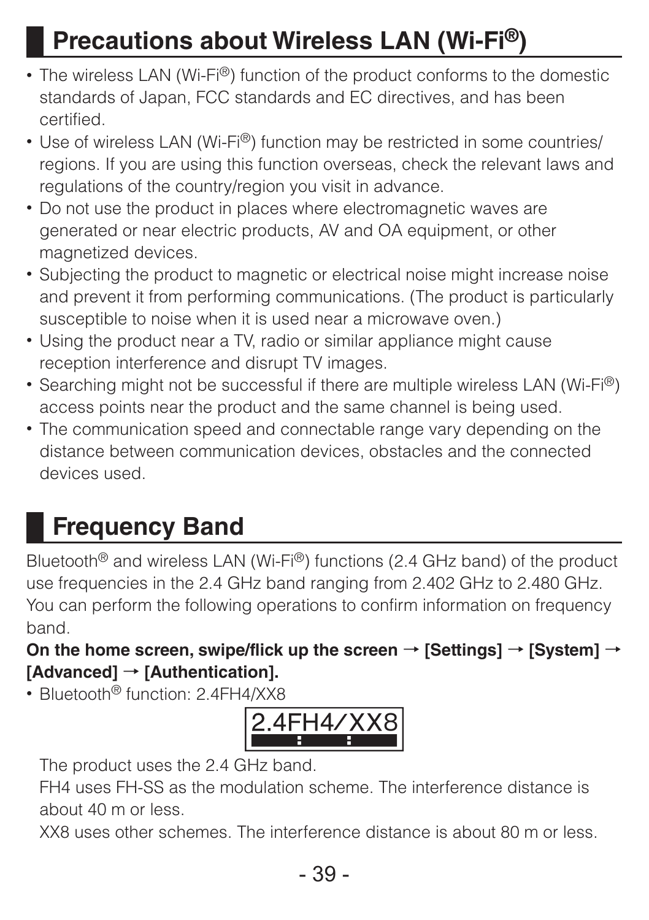## Precautions about Wireless LAN (Wi-Fi®)

- The wireless LAN (Wi-Fi®) function of the product conforms to the domestic standards of Japan, FCC standards and EC directives, and has been certified.
- Use of wireless LAN (Wi-Fi®) function may be restricted in some countries/regions. If you are using this function overseas, check the relevant laws and regulations of the country/region you visit in advance.
- Do not use the product in places where electromagnetic waves are generated or near electric products, AV and OA equipment, or other magnetized devices.
- Subjecting the product to magnetic or electrical noise might increase noise and prevent it from performing communications. (The product is particularly susceptible to noise when it is used near a microwave oven.)
- Using the product near a TV, radio or similar appliance might cause reception interference and disrupt TV images.
- Searching might not be successful if there are multiple wireless LAN (Wi-Fi®) access points near the product and the same channel is being used.
- The communication speed and connectable range vary depending on the distance between communication devices, obstacles and the connected devices used.

## Frequency Band

Bluetooth® and wireless LAN (Wi-Fi®) functions (2.4 GHz band) of the product use frequencies in the 2.4 GHz band ranging from 2.402 GHz to 2.480 GHz. You can perform the following operations to confirm information on frequency band.

**On the home screen, swipe/flick up the screen → [Settings] → [System] → [Advanced] → [Authentication].**

- Bluetooth® function: 2.4FH4/XX8

  2.4FH4/XX8

  The product uses the 2.4 GHz band.
  FH4 uses FH-SS as the modulation scheme. The interference distance is about 40 m or less.
  XX8 uses other schemes. The interference distance is about 80 m or less.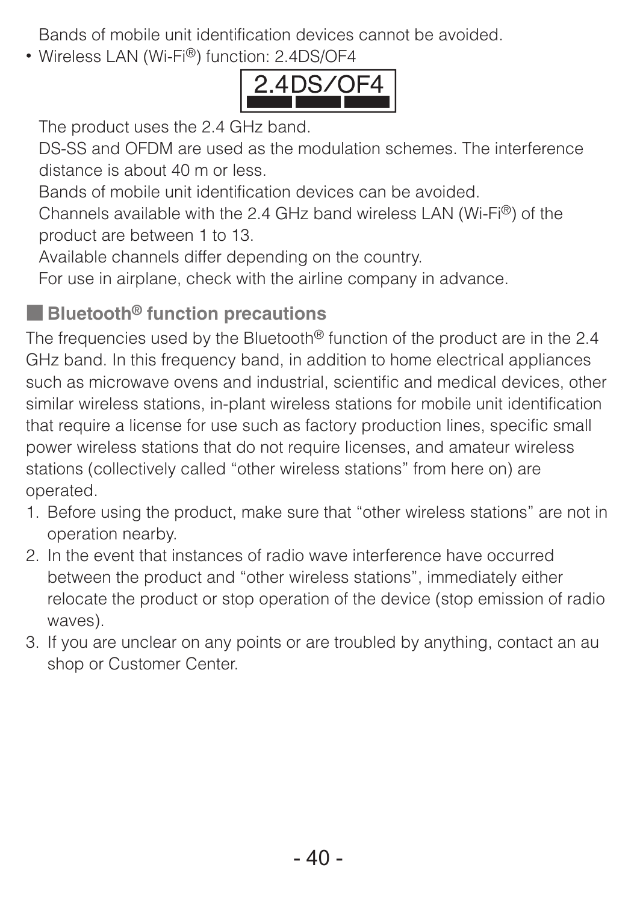Bands of mobile unit identification devices cannot be avoided.

- Wireless LAN (Wi-Fi®) function: 2.4DS/OF4

  2.4DS/OF4

  The product uses the 2.4 GHz band.

  DS-SS and OFDM are used as the modulation schemes. The interference distance is about 40 m or less.

  Bands of mobile unit identification devices can be avoided.

  Channels available with the 2.4 GHz band wireless LAN (Wi-Fi®) of the product are between 1 to 13.

  Available channels differ depending on the country.

  For use in airplane, check with the airline company in advance.

## Bluetooth® function precautions

The frequencies used by the Bluetooth® function of the product are in the 2.4 GHz band. In this frequency band, in addition to home electrical appliances such as microwave ovens and industrial, scientific and medical devices, other similar wireless stations, in-plant wireless stations for mobile unit identification that require a license for use such as factory production lines, specific small power wireless stations that do not require licenses, and amateur wireless stations (collectively called “other wireless stations” from here on) are operated.

1. Before using the product, make sure that “other wireless stations” are not in operation nearby.
2. In the event that instances of radio wave interference have occurred between the product and “other wireless stations”, immediately either relocate the product or stop operation of the device (stop emission of radio waves).
3. If you are unclear on any points or are troubled by anything, contact an au shop or Customer Center.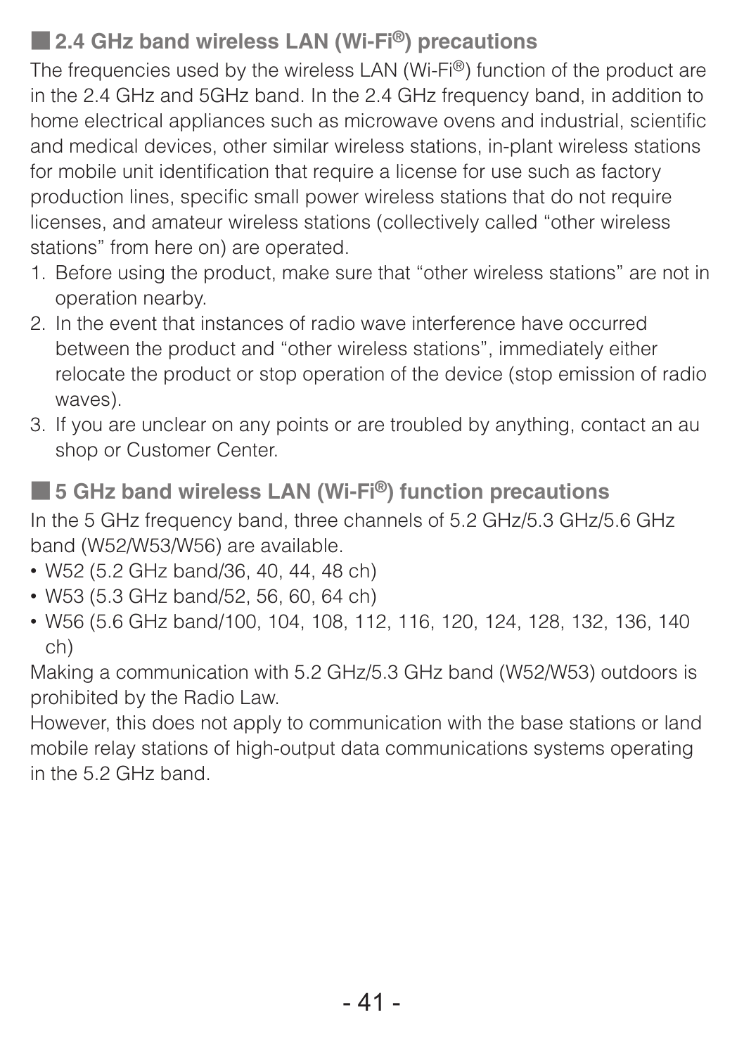## ■ 2.4 GHz band wireless LAN (Wi-Fi®) precautions

The frequencies used by the wireless LAN (Wi-Fi®) function of the product are in the 2.4 GHz and 5GHz band. In the 2.4 GHz frequency band, in addition to home electrical appliances such as microwave ovens and industrial, scientific and medical devices, other similar wireless stations, in-plant wireless stations for mobile unit identification that require a license for use such as factory production lines, specific small power wireless stations that do not require licenses, and amateur wireless stations (collectively called “other wireless stations” from here on) are operated.

1. Before using the product, make sure that “other wireless stations” are not in operation nearby.
2. In the event that instances of radio wave interference have occurred between the product and “other wireless stations”, immediately either relocate the product or stop operation of the device (stop emission of radio waves).
3. If you are unclear on any points or are troubled by anything, contact an au shop or Customer Center.

## ■ 5 GHz band wireless LAN (Wi-Fi®) function precautions

In the 5 GHz frequency band, three channels of 5.2 GHz/5.3 GHz/5.6 GHz band (W52/W53/W56) are available.

- W52 (5.2 GHz band/36, 40, 44, 48 ch)
- W53 (5.3 GHz band/52, 56, 60, 64 ch)
- W56 (5.6 GHz band/100, 104, 108, 112, 116, 120, 124, 128, 132, 136, 140 ch)

Making a communication with 5.2 GHz/5.3 GHz band (W52/W53) outdoors is prohibited by the Radio Law.

However, this does not apply to communication with the base stations or land mobile relay stations of high-output data communications systems operating in the 5.2 GHz band.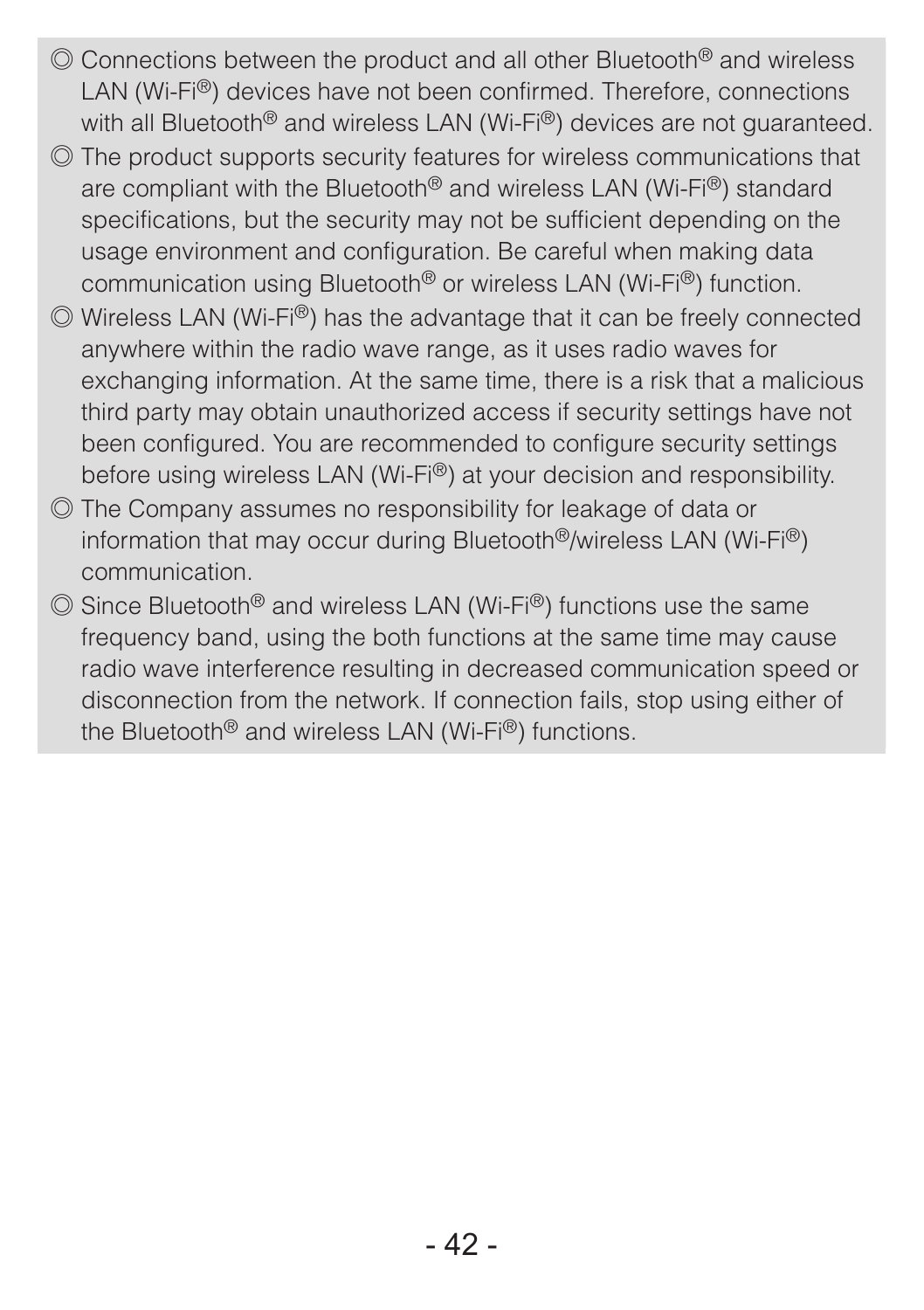◎ Connections between the product and all other Bluetooth® and wireless LAN (Wi-Fi®) devices have not been confirmed. Therefore, connections with all Bluetooth® and wireless LAN (Wi-Fi®) devices are not guaranteed.

◎ The product supports security features for wireless communications that are compliant with the Bluetooth® and wireless LAN (Wi-Fi®) standard specifications, but the security may not be sufficient depending on the usage environment and configuration. Be careful when making data communication using Bluetooth® or wireless LAN (Wi-Fi®) function.

◎ Wireless LAN (Wi-Fi®) has the advantage that it can be freely connected anywhere within the radio wave range, as it uses radio waves for exchanging information. At the same time, there is a risk that a malicious third party may obtain unauthorized access if security settings have not been configured. You are recommended to configure security settings before using wireless LAN (Wi-Fi®) at your decision and responsibility.

◎ The Company assumes no responsibility for leakage of data or information that may occur during Bluetooth®/wireless LAN (Wi-Fi®) communication.

◎ Since Bluetooth® and wireless LAN (Wi-Fi®) functions use the same frequency band, using the both functions at the same time may cause radio wave interference resulting in decreased communication speed or disconnection from the network. If connection fails, stop using either of the Bluetooth® and wireless LAN (Wi-Fi®) functions.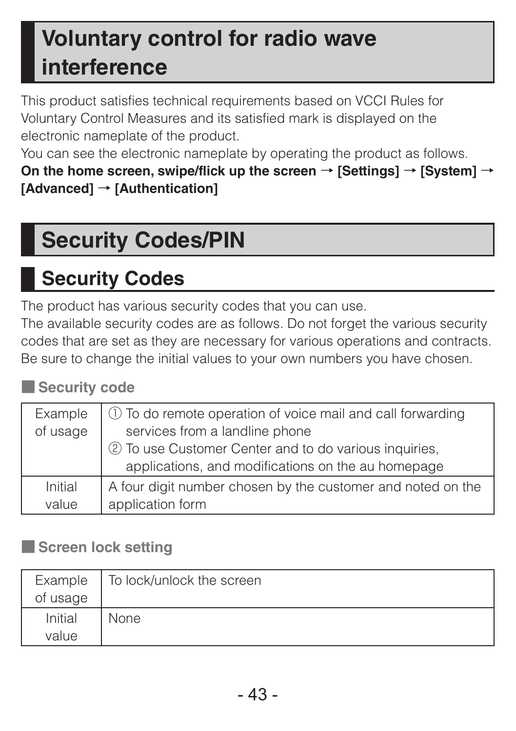# Voluntary control for radio wave interference

This product satisfies technical requirements based on VCCI Rules for Voluntary Control Measures and its satisfied mark is displayed on the electronic nameplate of the product.
You can see the electronic nameplate by operating the product as follows.
**On the home screen, swipe/flick up the screen → [Settings] → [System] → [Advanced] → [Authentication]**

# Security Codes/PIN

## Security Codes

The product has various security codes that you can use.
The available security codes are as follows. Do not forget the various security codes that are set as they are necessary for various operations and contracts.
Be sure to change the initial values to your own numbers you have chosen.

### ■ Security code

| | |
|---|---|
| Example of usage | ① To do remote operation of voice mail and call forwarding services from a landline phone<br>② To use Customer Center and to do various inquiries, applications, and modifications on the au homepage |
| Initial value | A four digit number chosen by the customer and noted on the application form |

### ■ Screen lock setting

| | |
|---|---|
| Example of usage | To lock/unlock the screen |
| Initial value | None |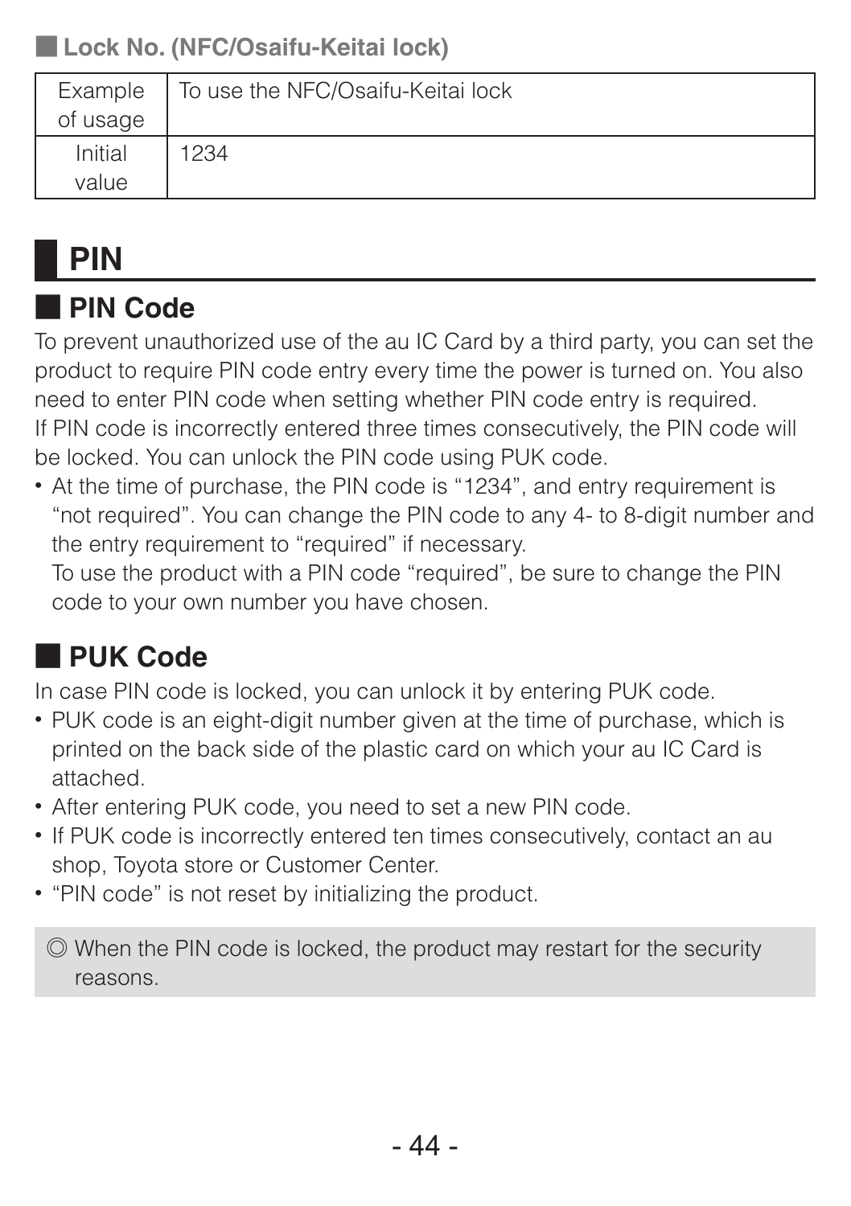### Lock No. (NFC/Osaifu-Keitai lock)

| Example of usage | To use the NFC/Osaifu-Keitai lock |
|---|---|
| Initial value | 1234 |

## PIN

### PIN Code

To prevent unauthorized use of the au IC Card by a third party, you can set the product to require PIN code entry every time the power is turned on. You also need to enter PIN code when setting whether PIN code entry is required.
If PIN code is incorrectly entered three times consecutively, the PIN code will be locked. You can unlock the PIN code using PUK code.

- At the time of purchase, the PIN code is “1234”, and entry requirement is “not required”. You can change the PIN code to any 4- to 8-digit number and the entry requirement to “required” if necessary.
  To use the product with a PIN code “required”, be sure to change the PIN code to your own number you have chosen.

### PUK Code

In case PIN code is locked, you can unlock it by entering PUK code.

- PUK code is an eight-digit number given at the time of purchase, which is printed on the back side of the plastic card on which your au IC Card is attached.
- After entering PUK code, you need to set a new PIN code.
- If PUK code is incorrectly entered ten times consecutively, contact an au shop, Toyota store or Customer Center.
- “PIN code” is not reset by initializing the product.

◎ When the PIN code is locked, the product may restart for the security reasons.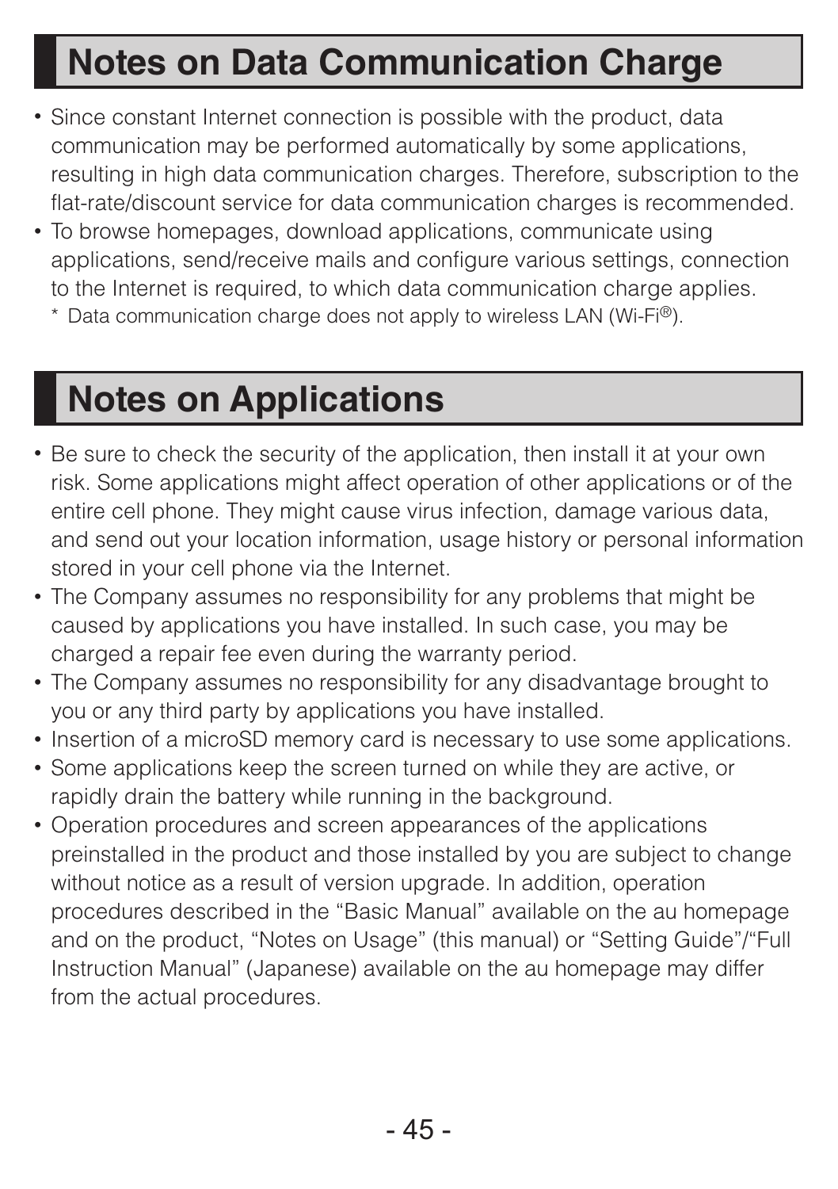## Notes on Data Communication Charge

- Since constant Internet connection is possible with the product, data communication may be performed automatically by some applications, resulting in high data communication charges. Therefore, subscription to the flat-rate/discount service for data communication charges is recommended.
- To browse homepages, download applications, communicate using applications, send/receive mails and configure various settings, connection to the Internet is required, to which data communication charge applies.
  * Data communication charge does not apply to wireless LAN (Wi-Fi®).

## Notes on Applications

- Be sure to check the security of the application, then install it at your own risk. Some applications might affect operation of other applications or of the entire cell phone. They might cause virus infection, damage various data, and send out your location information, usage history or personal information stored in your cell phone via the Internet.
- The Company assumes no responsibility for any problems that might be caused by applications you have installed. In such case, you may be charged a repair fee even during the warranty period.
- The Company assumes no responsibility for any disadvantage brought to you or any third party by applications you have installed.
- Insertion of a microSD memory card is necessary to use some applications.
- Some applications keep the screen turned on while they are active, or rapidly drain the battery while running in the background.
- Operation procedures and screen appearances of the applications preinstalled in the product and those installed by you are subject to change without notice as a result of version upgrade. In addition, operation procedures described in the “Basic Manual” available on the au homepage and on the product, “Notes on Usage” (this manual) or “Setting Guide”/“Full Instruction Manual” (Japanese) available on the au homepage may differ from the actual procedures.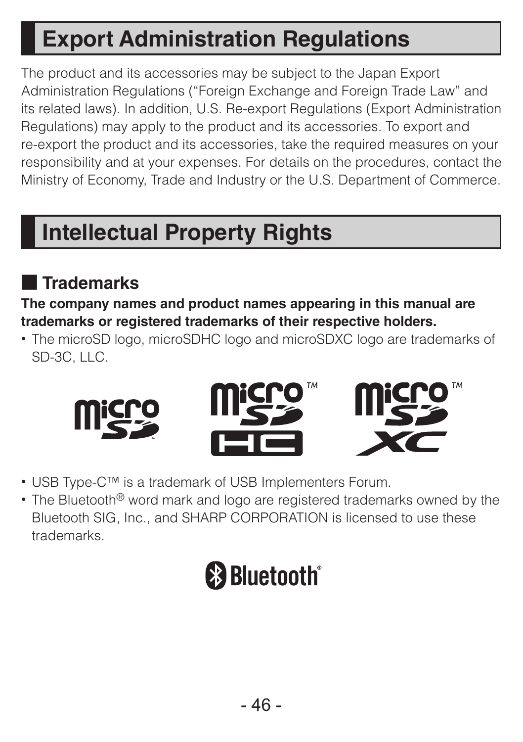# Export Administration Regulations

The product and its accessories may be subject to the Japan Export Administration Regulations ("Foreign Exchange and Foreign Trade Law" and its related laws). In addition, U.S. Re-export Regulations (Export Administration Regulations) may apply to the product and its accessories. To export and re-export the product and its accessories, take the required measures on your responsibility and at your expenses. For details on the procedures, contact the Ministry of Economy, Trade and Industry or the U.S. Department of Commerce.

# Intellectual Property Rights

## ■ Trademarks

**The company names and product names appearing in this manual are trademarks or registered trademarks of their respective holders.**

- The microSD logo, microSDHC logo and microSDXC logo are trademarks of SD-3C, LLC.
- USB Type-C™ is a trademark of USB Implementers Forum.
- The Bluetooth® word mark and logo are registered trademarks owned by the Bluetooth SIG, Inc., and SHARP CORPORATION is licensed to use these trademarks.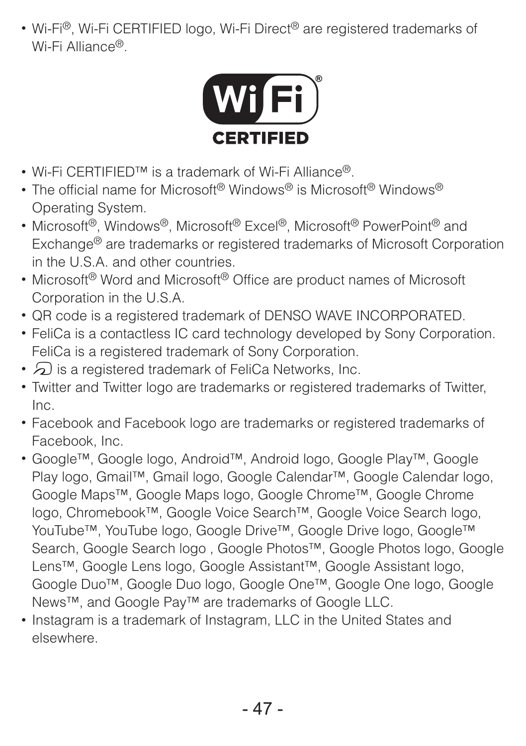- Wi-Fi®, Wi-Fi CERTIFIED logo, Wi-Fi Direct® are registered trademarks of Wi-Fi Alliance®.
- Wi-Fi CERTIFIED™ is a trademark of Wi-Fi Alliance®.
- The official name for Microsoft® Windows® is Microsoft® Windows® Operating System.
- Microsoft®, Windows®, Microsoft® Excel®, Microsoft® PowerPoint® and Exchange® are trademarks or registered trademarks of Microsoft Corporation in the U.S.A. and other countries.
- Microsoft® Word and Microsoft® Office are product names of Microsoft Corporation in the U.S.A.
- QR code is a registered trademark of DENSO WAVE INCORPORATED.
- FeliCa is a contactless IC card technology developed by Sony Corporation. FeliCa is a registered trademark of Sony Corporation.
- is a registered trademark of FeliCa Networks, Inc.
- Twitter and Twitter logo are trademarks or registered trademarks of Twitter, Inc.
- Facebook and Facebook logo are trademarks or registered trademarks of Facebook, Inc.
- Google™, Google logo, Android™, Android logo, Google Play™, Google Play logo, Gmail™, Gmail logo, Google Calendar™, Google Calendar logo, Google Maps™, Google Maps logo, Google Chrome™, Google Chrome logo, Chromebook™, Google Voice Search™, Google Voice Search logo, YouTube™, YouTube logo, Google Drive™, Google Drive logo, Google™ Search, Google Search logo , Google Photos™, Google Photos logo, Google Lens™, Google Lens logo, Google Assistant™, Google Assistant logo, Google Duo™, Google Duo logo, Google One™, Google One logo, Google News™, and Google Pay™ are trademarks of Google LLC.
- Instagram is a trademark of Instagram, LLC in the United States and elsewhere.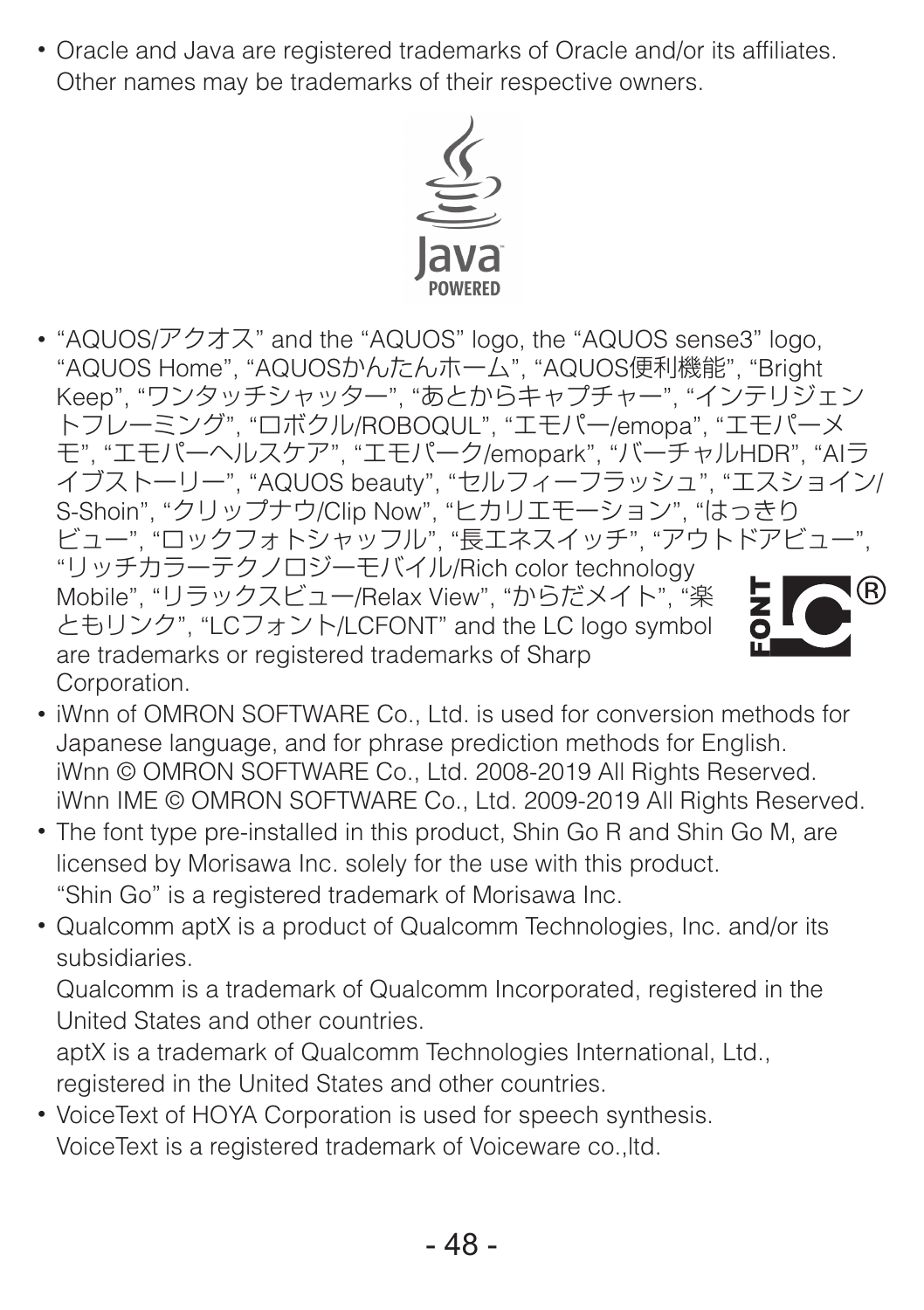- Oracle and Java are registered trademarks of Oracle and/or its affiliates. Other names may be trademarks of their respective owners.

- “AQUOS/アクオス” and the “AQUOS” logo, the “AQUOS sense3” logo, “AQUOS Home”, “AQUOSかんたんホーム”, “AQUOS便利機能”, “Bright Keep”, “ワンタッチシャッター”, “あとからキャプチャー”, “インテリジェントフレーミング”, “ロボクル/ROBOQUL”, “エモパー/emopa”, “エモパーメモ”, “エモパーヘルスケア”, “エモパーク/emopark”, “バーチャルHDR”, “AIライブストーリー”, “AQUOS beauty”, “セルフィーフラッシュ”, “エスショイン/S-Shoin”, “クリップナウ/Clip Now”, “ヒカリエモーション”, “はっきりビュー”, “ロックフォトシャッフル”, “長エネスイッチ”, “アウトドアビュー”, “リッチカラーテクノロジーモバイル/Rich color technology Mobile”, “リラックスビュー/Relax View”, “からだメイト”, “楽ともリンク”, “LCフォント/LCFONT” and the LC logo symbol are trademarks or registered trademarks of Sharp Corporation.
- iWnn of OMRON SOFTWARE Co., Ltd. is used for conversion methods for Japanese language, and for phrase prediction methods for English. iWnn © OMRON SOFTWARE Co., Ltd. 2008-2019 All Rights Reserved. iWnn IME © OMRON SOFTWARE Co., Ltd. 2009-2019 All Rights Reserved.
- The font type pre-installed in this product, Shin Go R and Shin Go M, are licensed by Morisawa Inc. solely for the use with this product. “Shin Go” is a registered trademark of Morisawa Inc.
- Qualcomm aptX is a product of Qualcomm Technologies, Inc. and/or its subsidiaries.
  Qualcomm is a trademark of Qualcomm Incorporated, registered in the United States and other countries.
  aptX is a trademark of Qualcomm Technologies International, Ltd., registered in the United States and other countries.
- VoiceText of HOYA Corporation is used for speech synthesis. VoiceText is a registered trademark of Voiceware co.,ltd.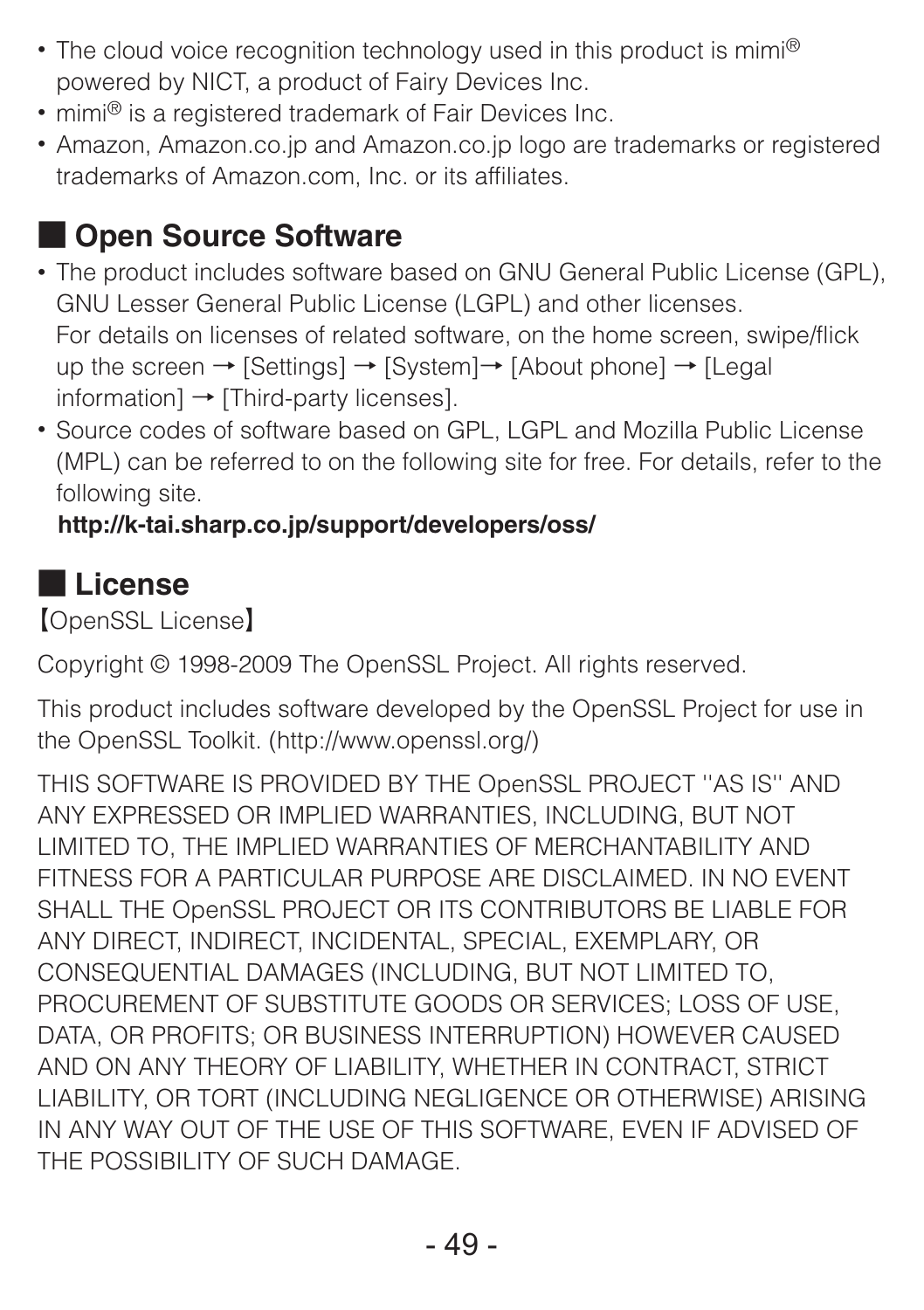- The cloud voice recognition technology used in this product is mimi® powered by NICT, a product of Fairy Devices Inc.
- mimi® is a registered trademark of Fair Devices Inc.
- Amazon, Amazon.co.jp and Amazon.co.jp logo are trademarks or registered trademarks of Amazon.com, Inc. or its affiliates.

## ■ Open Source Software

- The product includes software based on GNU General Public License (GPL), GNU Lesser General Public License (LGPL) and other licenses.
  For details on licenses of related software, on the home screen, swipe/flick up the screen → [Settings] → [System]→ [About phone] → [Legal information] → [Third-party licenses].
- Source codes of software based on GPL, LGPL and Mozilla Public License (MPL) can be referred to on the following site for free. For details, refer to the following site.
  **http://k-tai.sharp.co.jp/support/developers/oss/**

## ■ License

【OpenSSL License】

Copyright © 1998-2009 The OpenSSL Project. All rights reserved.

This product includes software developed by the OpenSSL Project for use in the OpenSSL Toolkit. (http://www.openssl.org/)

THIS SOFTWARE IS PROVIDED BY THE OpenSSL PROJECT ''AS IS'' AND ANY EXPRESSED OR IMPLIED WARRANTIES, INCLUDING, BUT NOT LIMITED TO, THE IMPLIED WARRANTIES OF MERCHANTABILITY AND FITNESS FOR A PARTICULAR PURPOSE ARE DISCLAIMED. IN NO EVENT SHALL THE OpenSSL PROJECT OR ITS CONTRIBUTORS BE LIABLE FOR ANY DIRECT, INDIRECT, INCIDENTAL, SPECIAL, EXEMPLARY, OR CONSEQUENTIAL DAMAGES (INCLUDING, BUT NOT LIMITED TO, PROCUREMENT OF SUBSTITUTE GOODS OR SERVICES; LOSS OF USE, DATA, OR PROFITS; OR BUSINESS INTERRUPTION) HOWEVER CAUSED AND ON ANY THEORY OF LIABILITY, WHETHER IN CONTRACT, STRICT LIABILITY, OR TORT (INCLUDING NEGLIGENCE OR OTHERWISE) ARISING IN ANY WAY OUT OF THE USE OF THIS SOFTWARE, EVEN IF ADVISED OF THE POSSIBILITY OF SUCH DAMAGE.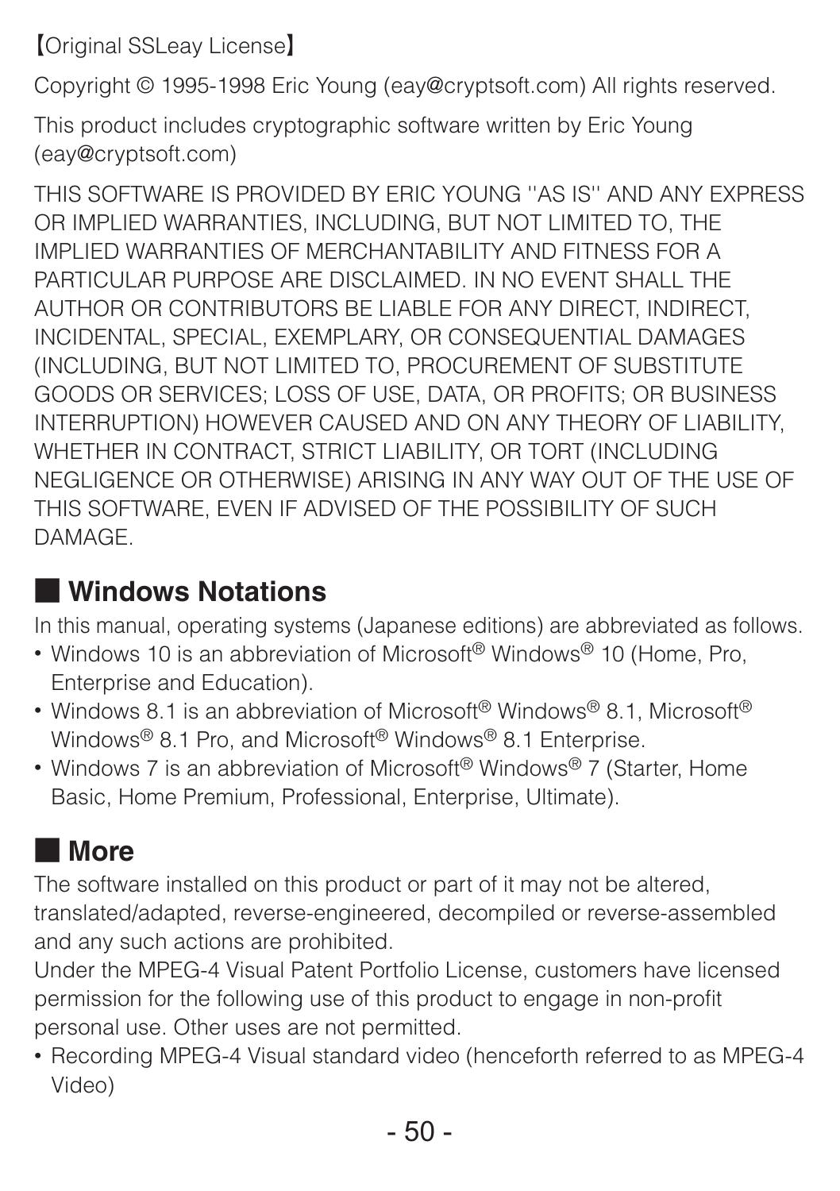【Original SSLeay License】

Copyright © 1995-1998 Eric Young (eay@cryptsoft.com) All rights reserved.

This product includes cryptographic software written by Eric Young (eay@cryptsoft.com)

THIS SOFTWARE IS PROVIDED BY ERIC YOUNG ''AS IS'' AND ANY EXPRESS OR IMPLIED WARRANTIES, INCLUDING, BUT NOT LIMITED TO, THE IMPLIED WARRANTIES OF MERCHANTABILITY AND FITNESS FOR A PARTICULAR PURPOSE ARE DISCLAIMED. IN NO EVENT SHALL THE AUTHOR OR CONTRIBUTORS BE LIABLE FOR ANY DIRECT, INDIRECT, INCIDENTAL, SPECIAL, EXEMPLARY, OR CONSEQUENTIAL DAMAGES (INCLUDING, BUT NOT LIMITED TO, PROCUREMENT OF SUBSTITUTE GOODS OR SERVICES; LOSS OF USE, DATA, OR PROFITS; OR BUSINESS INTERRUPTION) HOWEVER CAUSED AND ON ANY THEORY OF LIABILITY, WHETHER IN CONTRACT, STRICT LIABILITY, OR TORT (INCLUDING NEGLIGENCE OR OTHERWISE) ARISING IN ANY WAY OUT OF THE USE OF THIS SOFTWARE, EVEN IF ADVISED OF THE POSSIBILITY OF SUCH DAMAGE.

## ■ Windows Notations

In this manual, operating systems (Japanese editions) are abbreviated as follows.

- Windows 10 is an abbreviation of Microsoft® Windows® 10 (Home, Pro, Enterprise and Education).
- Windows 8.1 is an abbreviation of Microsoft® Windows® 8.1, Microsoft® Windows® 8.1 Pro, and Microsoft® Windows® 8.1 Enterprise.
- Windows 7 is an abbreviation of Microsoft® Windows® 7 (Starter, Home Basic, Home Premium, Professional, Enterprise, Ultimate).

## ■ More

The software installed on this product or part of it may not be altered, translated/adapted, reverse-engineered, decompiled or reverse-assembled and any such actions are prohibited.

Under the MPEG-4 Visual Patent Portfolio License, customers have licensed permission for the following use of this product to engage in non-profit personal use. Other uses are not permitted.

- Recording MPEG-4 Visual standard video (henceforth referred to as MPEG-4 Video)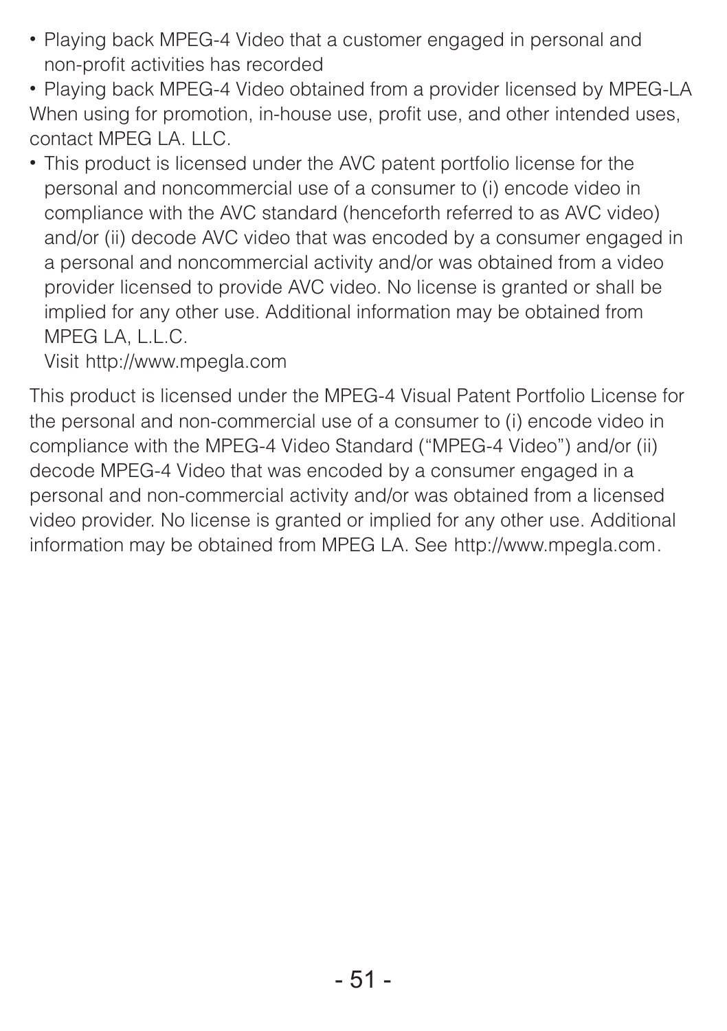- Playing back MPEG-4 Video that a customer engaged in personal and non-profit activities has recorded
- Playing back MPEG-4 Video obtained from a provider licensed by MPEG-LA

When using for promotion, in-house use, profit use, and other intended uses, contact MPEG LA. LLC.

- This product is licensed under the AVC patent portfolio license for the personal and noncommercial use of a consumer to (i) encode video in compliance with the AVC standard (henceforth referred to as AVC video) and/or (ii) decode AVC video that was encoded by a consumer engaged in a personal and noncommercial activity and/or was obtained from a video provider licensed to provide AVC video. No license is granted or shall be implied for any other use. Additional information may be obtained from MPEG LA, L.L.C.

  Visit http://www.mpegla.com

This product is licensed under the MPEG-4 Visual Patent Portfolio License for the personal and non-commercial use of a consumer to (i) encode video in compliance with the MPEG-4 Video Standard (“MPEG-4 Video”) and/or (ii) decode MPEG-4 Video that was encoded by a consumer engaged in a personal and non-commercial activity and/or was obtained from a licensed video provider. No license is granted or implied for any other use. Additional information may be obtained from MPEG LA. See http://www.mpegla.com.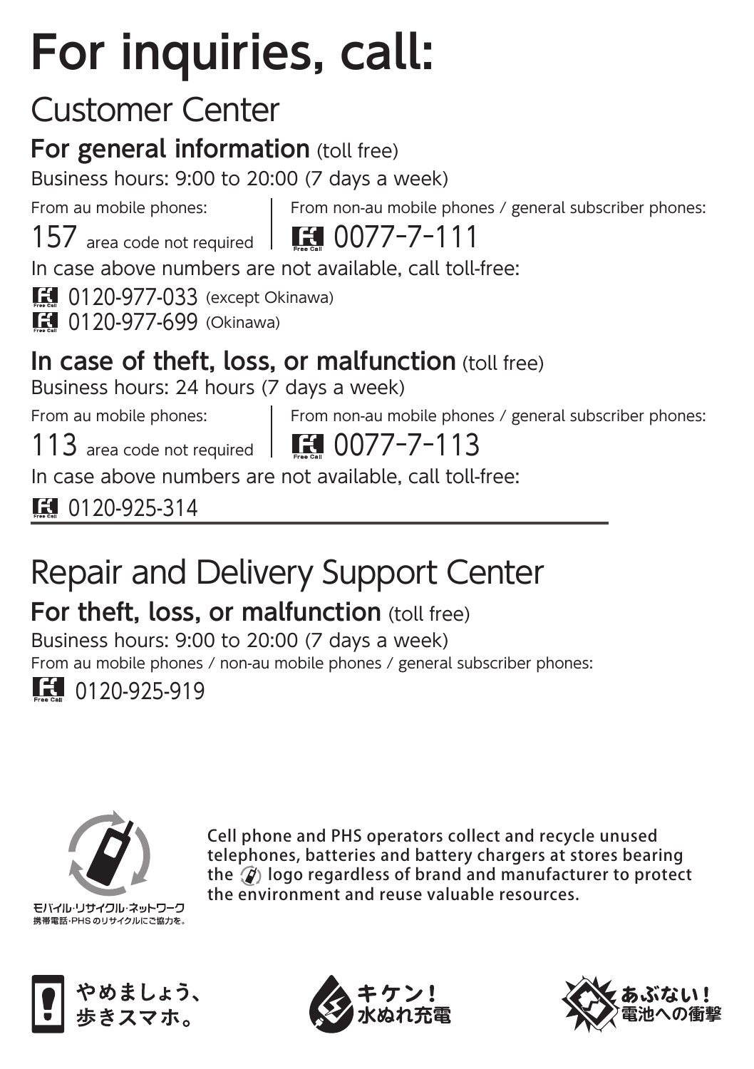# For inquiries, call:

## Customer Center

### For general information (toll free)

Business hours: 9:00 to 20:00 (7 days a week)

From au mobile phones:

157 area code not required

From non-au mobile phones / general subscriber phones:

0077-7-111

In case above numbers are not available, call toll-free:

0120-977-033 (except Okinawa)

0120-977-699 (Okinawa)

### In case of theft, loss, or malfunction (toll free)

Business hours: 24 hours (7 days a week)

From au mobile phones:

113 area code not required

From non-au mobile phones / general subscriber phones:

0077-7-113

In case above numbers are not available, call toll-free:

0120-925-314

## Repair and Delivery Support Center

### For theft, loss, or malfunction (toll free)

Business hours: 9:00 to 20:00 (7 days a week)

From au mobile phones / non-au mobile phones / general subscriber phones:

0120-925-919

モバイル･リサイクル･ネットワーク
携帯電話･PHSのリサイクルにご協力を。

Cell phone and PHS operators collect and recycle unused telephones, batteries and battery chargers at stores bearing the logo regardless of brand and manufacturer to protect the environment and reuse valuable resources.

やめましょう、
歩きスマホ。

キケン！
水ぬれ充電

あぶない！
電池への衝撃